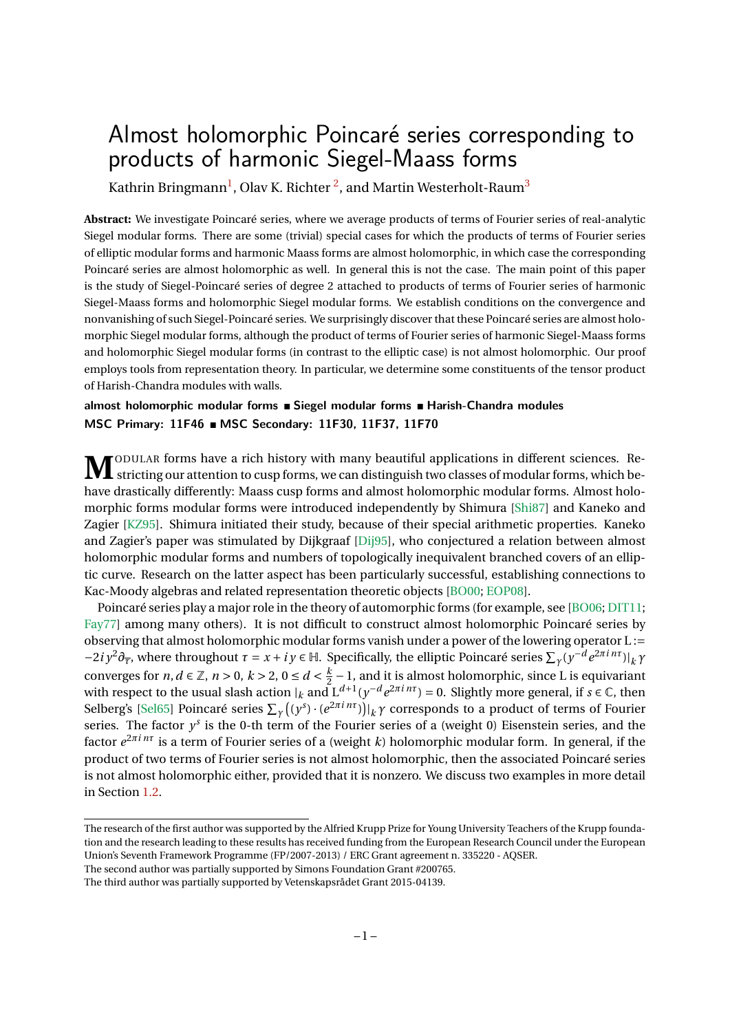# Almost holomorphic Poincaré series corresponding to products of harmonic Siegel-Maass forms

Kathrin Bringmann[1], Olav K. Richter [2], and Martin Westerholt-Raum[3]

**Abstract:** We investigate Poincaré series, where we average products of terms of Fourier series of real-analytic Siegel modular forms. There are some (trivial) special cases for which the products of terms of Fourier series of elliptic modular forms and harmonic Maass forms are almost holomorphic, in which case the corresponding Poincaré series are almost holomorphic as well. In general this is not the case. The main point of this paper is the study of Siegel-Poincaré series of degree 2 attached to products of terms of Fourier series of harmonic Siegel-Maass forms and holomorphic Siegel modular forms. We establish conditions on the convergence and nonvanishing of such Siegel-Poincaré series. We surprisingly discover that these Poincaré series are almost holomorphic Siegel modular forms, although the product of terms of Fourier series of harmonic Siegel-Maass forms and holomorphic Siegel modular forms (in contrast to the elliptic case) is not almost holomorphic. Our proof employs tools from representation theory. In particular, we determine some constituents of the tensor product of Harish-Chandra modules with walls.

**almost holomorphic modular forms ■ Siegel modular forms ■ Harish-Chandra modules**
**MSC Primary: 11F46 ■ MSC Secondary: 11F30, 11F37, 11F70**

Modular forms have a rich history with many beautiful applications in different sciences. Restricting our attention to cusp forms, we can distinguish two classes of modular forms, which behave drastically differently: Maass cusp forms and almost holomorphic modular forms. Almost holomorphic forms modular forms were introduced independently by Shimura [Shi87] and Kaneko and Zagier [KZ95]. Shimura initiated their study, because of their special arithmetic properties. Kaneko and Zagier's paper was stimulated by Dijkgraaf [Dij95], who conjectured a relation between almost holomorphic modular forms and numbers of topologically inequivalent branched covers of an elliptic curve. Research on the latter aspect has been particularly successful, establishing connections to Kac-Moody algebras and related representation theoretic objects [BO00; EOP08].

Poincaré series play a major role in the theory of automorphic forms (for example, see [BO06; DIT11; Fay77] among many others). It is not difficult to construct almost holomorphic Poincaré series by observing that almost holomorphic modular forms vanish under a power of the lowering operator $\mathrm{L} := -2iy^2\partial_{\overline{\tau}}$, where throughout $\tau = x + iy \in \mathbb{H}$. Specifically, the elliptic Poincaré series $\sum_\gamma (y^{-d} e^{2\pi i n\tau})|_k \gamma$ converges for $n, d \in \mathbb{Z}$, $n > 0$, $k > 2$, $0 \le d < \frac{k}{2} - 1$, and it is almost holomorphic, since L is equivariant with respect to the usual slash action $|_k$ and $\mathrm{L}^{d+1}(y^{-d} e^{2\pi i n\tau}) = 0$. Slightly more general, if $s \in \mathbb{C}$, then Selberg's [Sel65] Poincaré series $\sum_\gamma \big((y^s) \cdot (e^{2\pi i n\tau})\big)|_k \gamma$ corresponds to a product of terms of Fourier series. The factor $y^s$ is the 0-th term of the Fourier series of a (weight 0) Eisenstein series, and the factor $e^{2\pi i n\tau}$ is a term of Fourier series of a (weight $k$) holomorphic modular form. In general, if the product of two terms of Fourier series is not almost holomorphic, then the associated Poincaré series is not almost holomorphic either, provided that it is nonzero. We discuss two examples in more detail in Section 1.2.

---

The research of the first author was supported by the Alfried Krupp Prize for Young University Teachers of the Krupp foundation and the research leading to these results has received funding from the European Research Council under the European Union's Seventh Framework Programme (FP/2007-2013) / ERC Grant agreement n. 335220 - AQSER.

The second author was partially supported by Simons Foundation Grant #200765.

The third author was partially supported by Vetenskapsrådet Grant 2015-04139.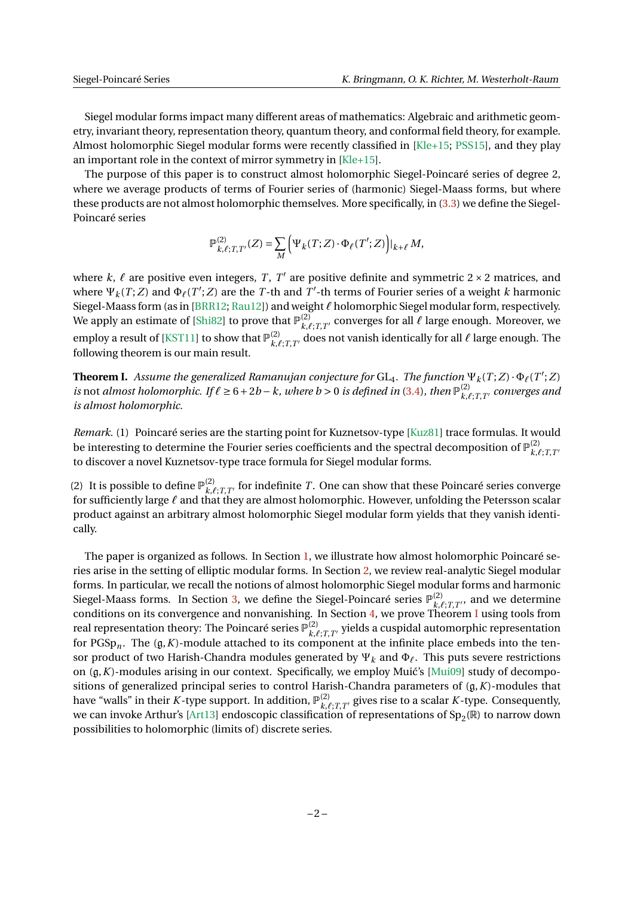Siegel modular forms impact many different areas of mathematics: Algebraic and arithmetic geometry, invariant theory, representation theory, quantum theory, and conformal field theory, for example. Almost holomorphic Siegel modular forms were recently classified in [Kle+15; PSS15], and they play an important role in the context of mirror symmetry in [Kle+15].

The purpose of this paper is to construct almost holomorphic Siegel-Poincaré series of degree 2, where we average products of terms of Fourier series of (harmonic) Siegel-Maass forms, but where these products are not almost holomorphic themselves. More specifically, in (3.3) we define the Siegel-Poincaré series

$$\mathbb{P}^{(2)}_{k,\ell;T,T'}(Z) = \sum_{M} \Big( \Psi_k(T;Z) \cdot \Phi_\ell(T';Z) \Big)|_{k+\ell}\, M,$$

where $k$, $\ell$ are positive even integers, $T$, $T'$ are positive definite and symmetric $2 \times 2$ matrices, and where $\Psi_k(T;Z)$ and $\Phi_\ell(T';Z)$ are the $T$-th and $T'$-th terms of Fourier series of a weight $k$ harmonic Siegel-Maass form (as in [BRR12; Rau12]) and weight $\ell$ holomorphic Siegel modular form, respectively. We apply an estimate of [Shi82] to prove that $\mathbb{P}^{(2)}_{k,\ell;T,T'}$ converges for all $\ell$ large enough. Moreover, we employ a result of [KST11] to show that $\mathbb{P}^{(2)}_{k,\ell;T,T'}$ does not vanish identically for all $\ell$ large enough. The following theorem is our main result.

**Theorem I.** *Assume the generalized Ramanujan conjecture for* $\mathrm{GL}_4$*. The function* $\Psi_k(T;Z) \cdot \Phi_\ell(T';Z)$ *is* not *almost holomorphic. If* $\ell \geq 6 + 2b - k$*, where* $b > 0$ *is defined in* (3.4)*, then* $\mathbb{P}^{(2)}_{k,\ell;T,T'}$ *converges and is almost holomorphic.*

*Remark.* (1) Poincaré series are the starting point for Kuznetsov-type [Kuz81] trace formulas. It would be interesting to determine the Fourier series coefficients and the spectral decomposition of $\mathbb{P}^{(2)}_{k,\ell;T,T'}$ to discover a novel Kuznetsov-type trace formula for Siegel modular forms.

(2) It is possible to define $\mathbb{P}^{(2)}_{k,\ell;T,T'}$ for indefinite $T$. One can show that these Poincaré series converge for sufficiently large $\ell$ and that they are almost holomorphic. However, unfolding the Petersson scalar product against an arbitrary almost holomorphic Siegel modular form yields that they vanish identically.

The paper is organized as follows. In Section 1, we illustrate how almost holomorphic Poincaré series arise in the setting of elliptic modular forms. In Section 2, we review real-analytic Siegel modular forms. In particular, we recall the notions of almost holomorphic Siegel modular forms and harmonic Siegel-Maass forms. In Section 3, we define the Siegel-Poincaré series $\mathbb{P}^{(2)}_{k,\ell;T,T'}$, and we determine conditions on its convergence and nonvanishing. In Section 4, we prove Theorem I using tools from real representation theory: The Poincaré series $\mathbb{P}^{(2)}_{k,\ell;T,T'}$ yields a cuspidal automorphic representation for $\mathrm{PGSp}_n$. The $(\mathfrak{g}, K)$-module attached to its component at the infinite place embeds into the tensor product of two Harish-Chandra modules generated by $\Psi_k$ and $\Phi_\ell$. This puts severe restrictions on $(\mathfrak{g}, K)$-modules arising in our context. Specifically, we employ Muić's [Mui09] study of decompositions of generalized principal series to control Harish-Chandra parameters of $(\mathfrak{g}, K)$-modules that have "walls" in their $K$-type support. In addition, $\mathbb{P}^{(2)}_{k,\ell;T,T'}$ gives rise to a scalar $K$-type. Consequently, we can invoke Arthur's [Art13] endoscopic classification of representations of $\mathrm{Sp}_2(\mathbb{R})$ to narrow down possibilities to holomorphic (limits of) discrete series.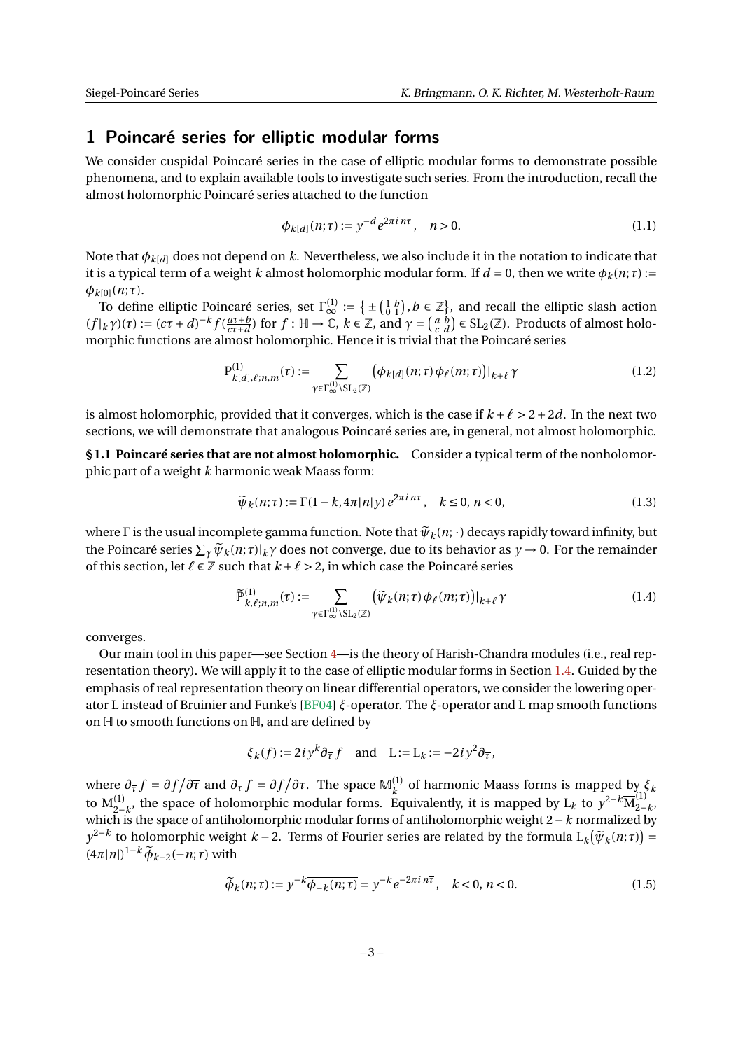# 1 Poincaré series for elliptic modular forms

We consider cuspidal Poincaré series in the case of elliptic modular forms to demonstrate possible phenomena, and to explain available tools to investigate such series. From the introduction, recall the almost holomorphic Poincaré series attached to the function

$$\phi_{k[d]}(n;\tau) := y^{-d} e^{2\pi i n\tau}, \quad n > 0. \tag{1.1}$$

Note that $\phi_{k[d]}$ does not depend on $k$. Nevertheless, we also include it in the notation to indicate that it is a typical term of a weight $k$ almost holomorphic modular form. If $d = 0$, then we write $\phi_k(n;\tau) := \phi_{k[0]}(n;\tau)$.

To define elliptic Poincaré series, set $\Gamma^{(1)}_\infty := \{\pm\left(\begin{smallmatrix}1 & b\\ 0 & 1\end{smallmatrix}\right), b \in \mathbb{Z}\}$, and recall the elliptic slash action $(f|_k\gamma)(\tau) := (c\tau+d)^{-k} f(\frac{a\tau+b}{c\tau+d})$ for $f : \mathbb{H} \to \mathbb{C}$, $k \in \mathbb{Z}$, and $\gamma = \left(\begin{smallmatrix}a & b\\ c & d\end{smallmatrix}\right) \in \mathrm{SL}_2(\mathbb{Z})$. Products of almost holomorphic functions are almost holomorphic. Hence it is trivial that the Poincaré series

$$\mathrm{P}^{(1)}_{k[d],\ell;n,m}(\tau) := \sum_{\gamma \in \Gamma^{(1)}_\infty \backslash \mathrm{SL}_2(\mathbb{Z})} \big(\phi_{k[d]}(n;\tau)\,\phi_\ell(m;\tau)\big)|_{k+\ell}\,\gamma \tag{1.2}$$

is almost holomorphic, provided that it converges, which is the case if $k+\ell > 2+2d$. In the next two sections, we will demonstrate that analogous Poincaré series are, in general, not almost holomorphic.

**§1.1 Poincaré series that are not almost holomorphic.** Consider a typical term of the nonholomorphic part of a weight $k$ harmonic weak Maass form:

$$\widetilde{\psi}_k(n;\tau) := \Gamma(1-k, 4\pi|n|y)\, e^{2\pi i n\tau}, \quad k \le 0,\ n < 0, \tag{1.3}$$

where $\Gamma$ is the usual incomplete gamma function. Note that $\widetilde{\psi}_k(n;\cdot)$ decays rapidly toward infinity, but the Poincaré series $\sum_\gamma \widetilde{\psi}_k(n;\tau)|_k\gamma$ does not converge, due to its behavior as $y \to 0$. For the remainder of this section, let $\ell \in \mathbb{Z}$ such that $k+\ell > 2$, in which case the Poincaré series

$$\widetilde{\mathbb{P}}^{(1)}_{k,\ell;n,m}(\tau) := \sum_{\gamma \in \Gamma^{(1)}_\infty \backslash \mathrm{SL}_2(\mathbb{Z})} \big(\widetilde{\psi}_k(n;\tau)\,\phi_\ell(m;\tau)\big)|_{k+\ell}\,\gamma \tag{1.4}$$

converges.

Our main tool in this paper—see Section 4—is the theory of Harish-Chandra modules (i.e., real representation theory). We will apply it to the case of elliptic modular forms in Section 1.4. Guided by the emphasis of real representation theory on linear differential operators, we consider the lowering operator L instead of Bruinier and Funke's [BF04] $\xi$-operator. The $\xi$-operator and L map smooth functions on $\mathbb{H}$ to smooth functions on $\mathbb{H}$, and are defined by

$$\xi_k(f) := 2iy^k\overline{\partial_{\overline{\tau}} f} \quad \text{and} \quad \mathrm{L} := \mathrm{L}_k := -2iy^2\partial_{\overline{\tau}},$$

where $\partial_{\overline{\tau}} f = \partial f/\partial\overline{\tau}$ and $\partial_\tau f = \partial f/\partial\tau$. The space $\mathbb{M}^{(1)}_k$ of harmonic Maass forms is mapped by $\xi_k$ to $\mathrm{M}^{(1)}_{2-k}$, the space of holomorphic modular forms. Equivalently, it is mapped by $\mathrm{L}_k$ to $y^{2-k}\overline{\mathrm{M}}^{(1)}_{2-k}$, which is the space of antiholomorphic modular forms of antiholomorphic weight $2-k$ normalized by $y^{2-k}$ to holomorphic weight $k-2$. Terms of Fourier series are related by the formula $\mathrm{L}_k\big(\widetilde{\psi}_k(n;\tau)\big) = (4\pi|n|)^{1-k}\,\widetilde{\phi}_{k-2}(-n;\tau)$ with

$$\widetilde{\phi}_k(n;\tau) := y^{-k}\overline{\phi_{-k}(n;\tau)} = y^{-k}e^{-2\pi i n\overline{\tau}}, \quad k < 0,\ n < 0. \tag{1.5}$$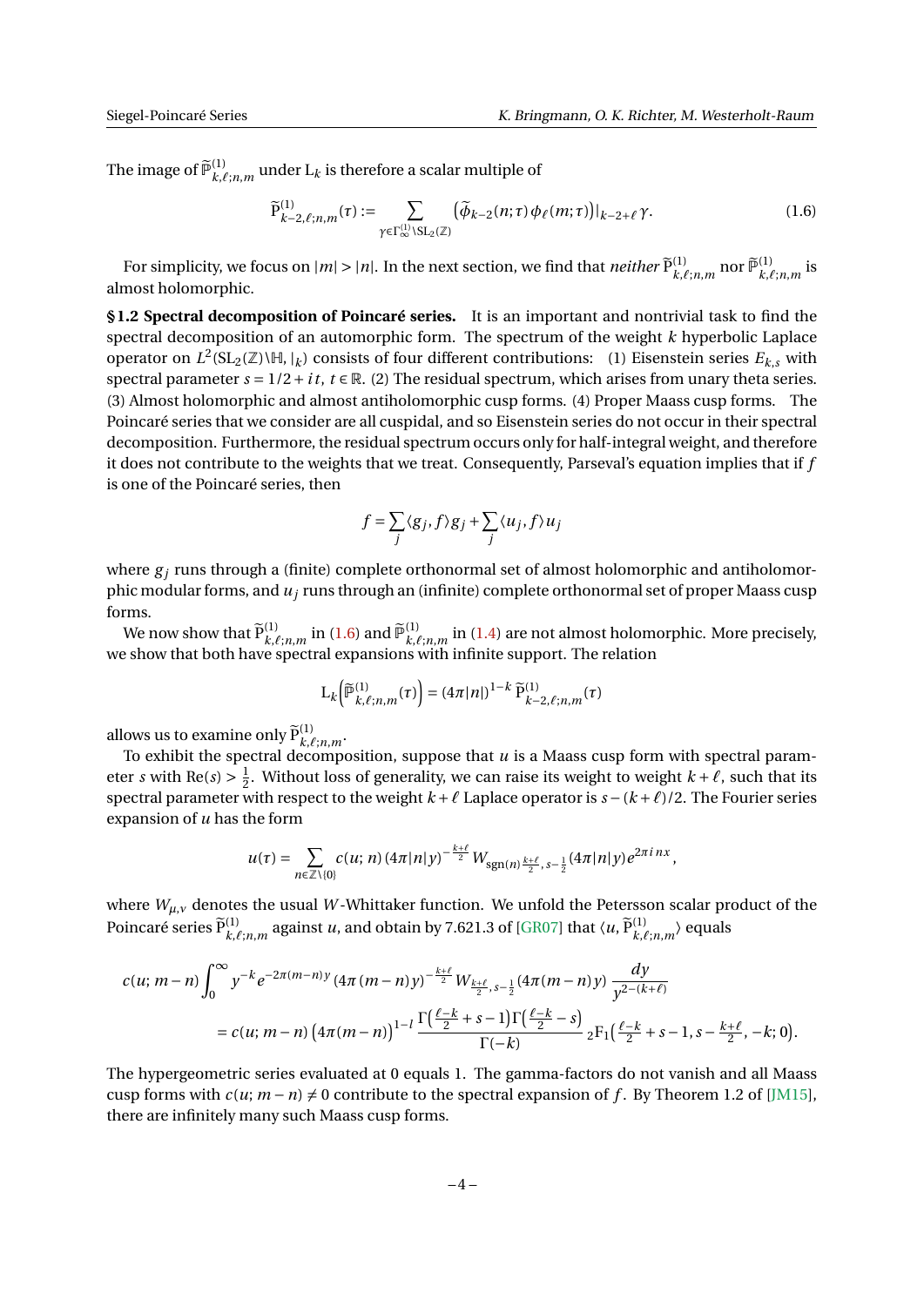The image of $\widetilde{\mathbb{P}}^{(1)}_{k,\ell;n,m}$ under $\mathrm{L}_k$ is therefore a scalar multiple of

$$\widetilde{\mathrm{P}}^{(1)}_{k-2,\ell;n,m}(\tau) := \sum_{\gamma \in \Gamma^{(1)}_\infty \backslash \mathrm{SL}_2(\mathbb{Z})} \big( \widetilde{\phi}_{k-2}(n;\tau)\, \phi_\ell(m;\tau) \big) \big|_{k-2+\ell}\, \gamma. \tag{1.6}$$

For simplicity, we focus on $|m| > |n|$. In the next section, we find that *neither* $\widetilde{\mathrm{P}}^{(1)}_{k,\ell;n,m}$ nor $\widetilde{\mathbb{P}}^{(1)}_{k,\ell;n,m}$ is almost holomorphic.

**§1.2 Spectral decomposition of Poincaré series.** It is an important and nontrivial task to find the spectral decomposition of an automorphic form. The spectrum of the weight $k$ hyperbolic Laplace operator on $L^2(\mathrm{SL}_2(\mathbb{Z})\backslash\mathbb{H}, |_k)$ consists of four different contributions: (1) Eisenstein series $E_{k,s}$ with spectral parameter $s = 1/2 + it$, $t \in \mathbb{R}$. (2) The residual spectrum, which arises from unary theta series. (3) Almost holomorphic and almost antiholomorphic cusp forms. (4) Proper Maass cusp forms. The Poincaré series that we consider are all cuspidal, and so Eisenstein series do not occur in their spectral decomposition. Furthermore, the residual spectrum occurs only for half-integral weight, and therefore it does not contribute to the weights that we treat. Consequently, Parseval's equation implies that if $f$ is one of the Poincaré series, then

$$f = \sum_j \langle g_j, f \rangle g_j + \sum_j \langle u_j, f \rangle u_j$$

where $g_j$ runs through a (finite) complete orthonormal set of almost holomorphic and antiholomorphic modular forms, and $u_j$ runs through an (infinite) complete orthonormal set of proper Maass cusp forms.

We now show that $\widetilde{\mathrm{P}}^{(1)}_{k,\ell;n,m}$ in (1.6) and $\widetilde{\mathbb{P}}^{(1)}_{k,\ell;n,m}$ in (1.4) are not almost holomorphic. More precisely, we show that both have spectral expansions with infinite support. The relation

$$\mathrm{L}_k\Big( \widetilde{\mathbb{P}}^{(1)}_{k,\ell;n,m}(\tau) \Big) = (4\pi |n|)^{1-k}\, \widetilde{\mathrm{P}}^{(1)}_{k-2,\ell;n,m}(\tau)$$

allows us to examine only $\widetilde{\mathrm{P}}^{(1)}_{k,\ell;n,m}$.

To exhibit the spectral decomposition, suppose that $u$ is a Maass cusp form with spectral parameter $s$ with $\mathrm{Re}(s) > \frac{1}{2}$. Without loss of generality, we can raise its weight to weight $k+\ell$, such that its spectral parameter with respect to the weight $k+\ell$ Laplace operator is $s - (k+\ell)/2$. The Fourier series expansion of $u$ has the form

$$u(\tau) = \sum_{n \in \mathbb{Z}\setminus\{0\}} c(u;\, n)\, (4\pi |n| y)^{-\frac{k+\ell}{2}}\, W_{\mathrm{sgn}(n)\frac{k+\ell}{2},\, s-\frac{1}{2}}(4\pi |n| y)\, e^{2\pi i n x},$$

where $W_{\mu,\nu}$ denotes the usual $W$-Whittaker function. We unfold the Petersson scalar product of the Poincaré series $\widetilde{\mathrm{P}}^{(1)}_{k,\ell;n,m}$ against $u$, and obtain by 7.621.3 of [GR07] that $\langle u, \widetilde{\mathrm{P}}^{(1)}_{k,\ell;n,m} \rangle$ equals

$$\begin{aligned}
c(u;\, m-n) &\int_0^\infty y^{-k} e^{-2\pi (m-n) y}\, (4\pi\, (m-n)\, y)^{-\frac{k+\ell}{2}}\, W_{\frac{k+\ell}{2},\, s-\frac{1}{2}}(4\pi\, (m-n)\, y)\, \frac{dy}{y^{2-(k+\ell)}} \\
&= c(u;\, m-n)\, \big(4\pi (m-n)\big)^{1-l}\, \frac{\Gamma\big(\frac{\ell-k}{2} + s - 1\big)\Gamma\big(\frac{\ell-k}{2} - s\big)}{\Gamma(-k)}\, {}_2\mathrm{F}_1\big(\tfrac{\ell-k}{2} + s - 1,\, s - \tfrac{k+\ell}{2},\, -k;\, 0\big).
\end{aligned}$$

The hypergeometric series evaluated at 0 equals 1. The gamma-factors do not vanish and all Maass cusp forms with $c(u;\, m-n) \neq 0$ contribute to the spectral expansion of $f$. By Theorem 1.2 of [JM15], there are infinitely many such Maass cusp forms.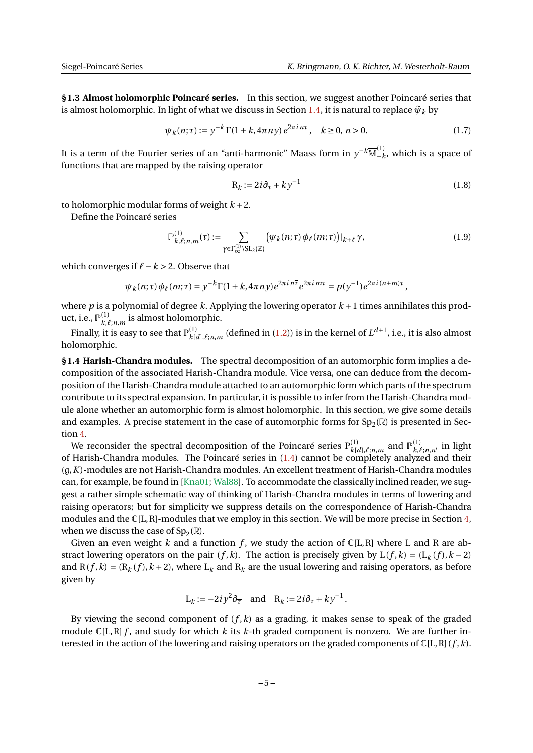**§1.3 Almost holomorphic Poincaré series.** In this section, we suggest another Poincaré series that is almost holomorphic. In light of what we discuss in Section 1.4, it is natural to replace $\widetilde{\psi}_k$ by

$$\psi_k(n;\tau) := y^{-k}\Gamma(1+k, 4\pi n y)\, e^{2\pi i n\overline{\tau}}, \quad k \geq 0,\ n > 0. \tag{1.7}$$

It is a term of the Fourier series of an "anti-harmonic" Maass form in $y^{-k}\overline{\mathbb{M}}^{(1)}_{-k}$, which is a space of functions that are mapped by the raising operator

$$\mathrm{R}_k := 2i\partial_\tau + k y^{-1} \tag{1.8}$$

to holomorphic modular forms of weight $k+2$.

Define the Poincaré series

$$\mathbb{P}^{(1)}_{k,\ell;n,m}(\tau) := \sum_{\gamma \in \Gamma^{(1)}_\infty \backslash \mathrm{SL}_2(\mathbb{Z})} \big(\psi_k(n;\tau)\,\phi_\ell(m;\tau)\big)\big|_{k+\ell}\,\gamma, \tag{1.9}$$

which converges if $\ell - k > 2$. Observe that

$$\psi_k(n;\tau)\,\phi_\ell(m;\tau) = y^{-k}\Gamma(1+k, 4\pi n y) e^{2\pi i n\overline{\tau}} e^{2\pi i m\tau} = p(y^{-1}) e^{2\pi i (n+m)\tau},$$

where $p$ is a polynomial of degree $k$. Applying the lowering operator $k+1$ times annihilates this product, i.e., $\mathbb{P}^{(1)}_{k,\ell;n,m}$ is almost holomorphic.

Finally, it is easy to see that $\mathrm{P}^{(1)}_{k[d],\ell;n,m}$ (defined in (1.2)) is in the kernel of $L^{d+1}$, i.e., it is also almost holomorphic.

**§1.4 Harish-Chandra modules.** The spectral decomposition of an automorphic form implies a decomposition of the associated Harish-Chandra module. Vice versa, one can deduce from the decomposition of the Harish-Chandra module attached to an automorphic form which parts of the spectrum contribute to its spectral expansion. In particular, it is possible to infer from the Harish-Chandra module alone whether an automorphic form is almost holomorphic. In this section, we give some details and examples. A precise statement in the case of automorphic forms for $\mathrm{Sp}_2(\mathbb{R})$ is presented in Section 4.

We reconsider the spectral decomposition of the Poincaré series $\mathrm{P}^{(1)}_{k[d],\ell;n,m}$ and $\mathbb{P}^{(1)}_{k,\ell;n,n'}$ in light of Harish-Chandra modules. The Poincaré series in (1.4) cannot be completely analyzed and their $(\mathfrak{g}, K)$-modules are not Harish-Chandra modules. An excellent treatment of Harish-Chandra modules can, for example, be found in [Kna01; Wal88]. To accommodate the classically inclined reader, we suggest a rather simple schematic way of thinking of Harish-Chandra modules in terms of lowering and raising operators; but for simplicity we suppress details on the correspondence of Harish-Chandra modules and the $\mathbb{C}[\mathrm{L},\mathrm{R}]$-modules that we employ in this section. We will be more precise in Section 4, when we discuss the case of $\mathrm{Sp}_2(\mathbb{R})$.

Given an even weight $k$ and a function $f$, we study the action of $\mathbb{C}[\mathrm{L},\mathrm{R}]$ where L and R are abstract lowering operators on the pair $(f,k)$. The action is precisely given by $\mathrm{L}(f,k) = (\mathrm{L}_k(f), k-2)$ and $\mathrm{R}(f,k) = (\mathrm{R}_k(f), k+2)$, where $\mathrm{L}_k$ and $\mathrm{R}_k$ are the usual lowering and raising operators, as before given by

$$\mathrm{L}_k := -2iy^2\partial_{\overline{\tau}} \quad \text{and} \quad \mathrm{R}_k := 2i\partial_\tau + k y^{-1}.$$

By viewing the second component of $(f,k)$ as a grading, it makes sense to speak of the graded module $\mathbb{C}[\mathrm{L},\mathrm{R}]\,f$, and study for which $k$ its $k$-th graded component is nonzero. We are further interested in the action of the lowering and raising operators on the graded components of $\mathbb{C}[\mathrm{L},\mathrm{R}]\,(f,k)$.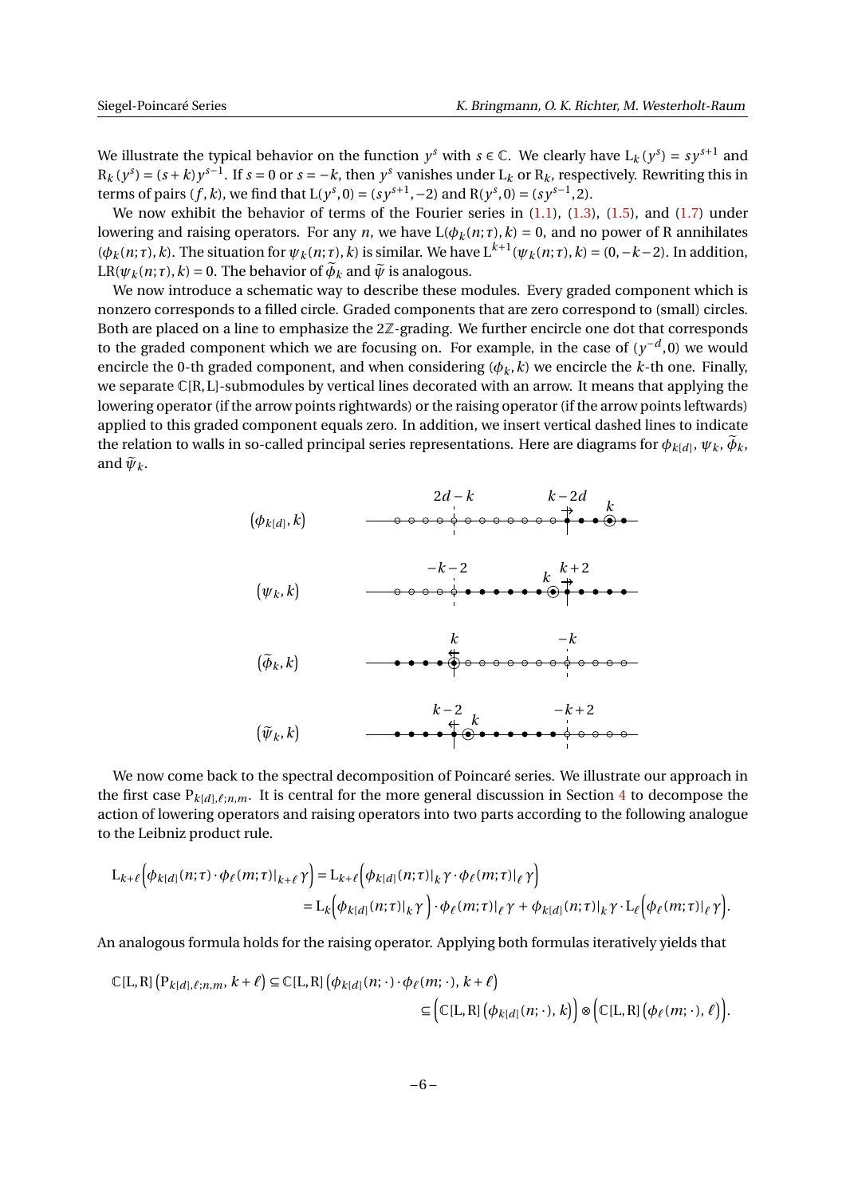We illustrate the typical behavior on the function $y^s$ with $s \in \mathbb{C}$. We clearly have $\mathrm{L}_k(y^s) = sy^{s+1}$ and $\mathrm{R}_k(y^s) = (s+k)y^{s-1}$. If $s = 0$ or $s = -k$, then $y^s$ vanishes under $\mathrm{L}_k$ or $\mathrm{R}_k$, respectively. Rewriting this in terms of pairs $(f, k)$, we find that $\mathrm{L}(y^s, 0) = (sy^{s+1}, -2)$ and $\mathrm{R}(y^s, 0) = (sy^{s-1}, 2)$.

We now exhibit the behavior of terms of the Fourier series in (1.1), (1.3), (1.5), and (1.7) under lowering and raising operators. For any $n$, we have $\mathrm{L}(\phi_k(n;\tau), k) = 0$, and no power of $\mathrm{R}$ annihilates $(\phi_k(n;\tau), k)$. The situation for $\psi_k(n;\tau), k)$ is similar. We have $\mathrm{L}^{k+1}(\psi_k(n;\tau), k) = (0, -k-2)$. In addition, $\mathrm{LR}(\psi_k(n;\tau), k) = 0$. The behavior of $\widetilde{\phi}_k$ and $\widetilde{\psi}$ is analogous.

We now introduce a schematic way to describe these modules. Every graded component which is nonzero corresponds to a filled circle. Graded components that are zero correspond to (small) circles. Both are placed on a line to emphasize the $2\mathbb{Z}$-grading. We further encircle one dot that corresponds to the graded component which we are focusing on. For example, in the case of $(y^{-d}, 0)$ we would encircle the 0-th graded component, and when considering $(\phi_k, k)$ we encircle the $k$-th one. Finally, we separate $\mathbb{C}[\mathrm{R}, \mathrm{L}]$-submodules by vertical lines decorated with an arrow. It means that applying the lowering operator (if the arrow points rightwards) or the raising operator (if the arrow points leftwards) applied to this graded component equals zero. In addition, we insert vertical dashed lines to indicate the relation to walls in so-called principal series representations. Here are diagrams for $\phi_{k[d]}$, $\psi_k$, $\widetilde{\phi}_k$, and $\widetilde{\psi}_k$.

$(\phi_{k[d]}, k)$ — $2d-k$, $k-2d$, $k$

$(\psi_k, k)$ — $-k-2$, $k$, $k+2$

$(\widetilde{\phi}_k, k)$ — $k$, $-k$

$(\widetilde{\psi}_k, k)$ — $k-2$, $k$, $-k+2$

We now come back to the spectral decomposition of Poincaré series. We illustrate our approach in the first case $\mathrm{P}_{k[d],\ell;n,m}$. It is central for the more general discussion in Section 4 to decompose the action of lowering operators and raising operators into two parts according to the following analogue to the Leibniz product rule.

$$
\begin{aligned}
\mathrm{L}_{k+\ell}\Big(\phi_{k[d]}(n;\tau)\cdot\phi_\ell(m;\tau)|_{k+\ell}\,\gamma\Big) &= \mathrm{L}_{k+\ell}\Big(\phi_{k[d]}(n;\tau)|_k\,\gamma\cdot\phi_\ell(m;\tau)|_\ell\,\gamma\Big) \\
&= \mathrm{L}_k\Big(\phi_{k[d]}(n;\tau)|_k\,\gamma\Big)\cdot\phi_\ell(m;\tau)|_\ell\,\gamma + \phi_{k[d]}(n;\tau)|_k\,\gamma\cdot\mathrm{L}_\ell\Big(\phi_\ell(m;\tau)|_\ell\,\gamma\Big).
\end{aligned}
$$

An analogous formula holds for the raising operator. Applying both formulas iteratively yields that

$$
\begin{aligned}
\mathbb{C}[\mathrm{L},\mathrm{R}]\left(\mathrm{P}_{k[d],\ell;n,m},\, k+\ell\right) &\subseteq \mathbb{C}[\mathrm{L},\mathrm{R}]\left(\phi_{k[d]}(n;\cdot)\cdot\phi_\ell(m;\cdot),\, k+\ell\right) \\
&\subseteq \Big(\mathbb{C}[\mathrm{L},\mathrm{R}]\left(\phi_{k[d]}(n;\cdot),\, k\right)\Big)\otimes\Big(\mathbb{C}[\mathrm{L},\mathrm{R}]\left(\phi_\ell(m;\cdot),\, \ell\right)\Big).
\end{aligned}
$$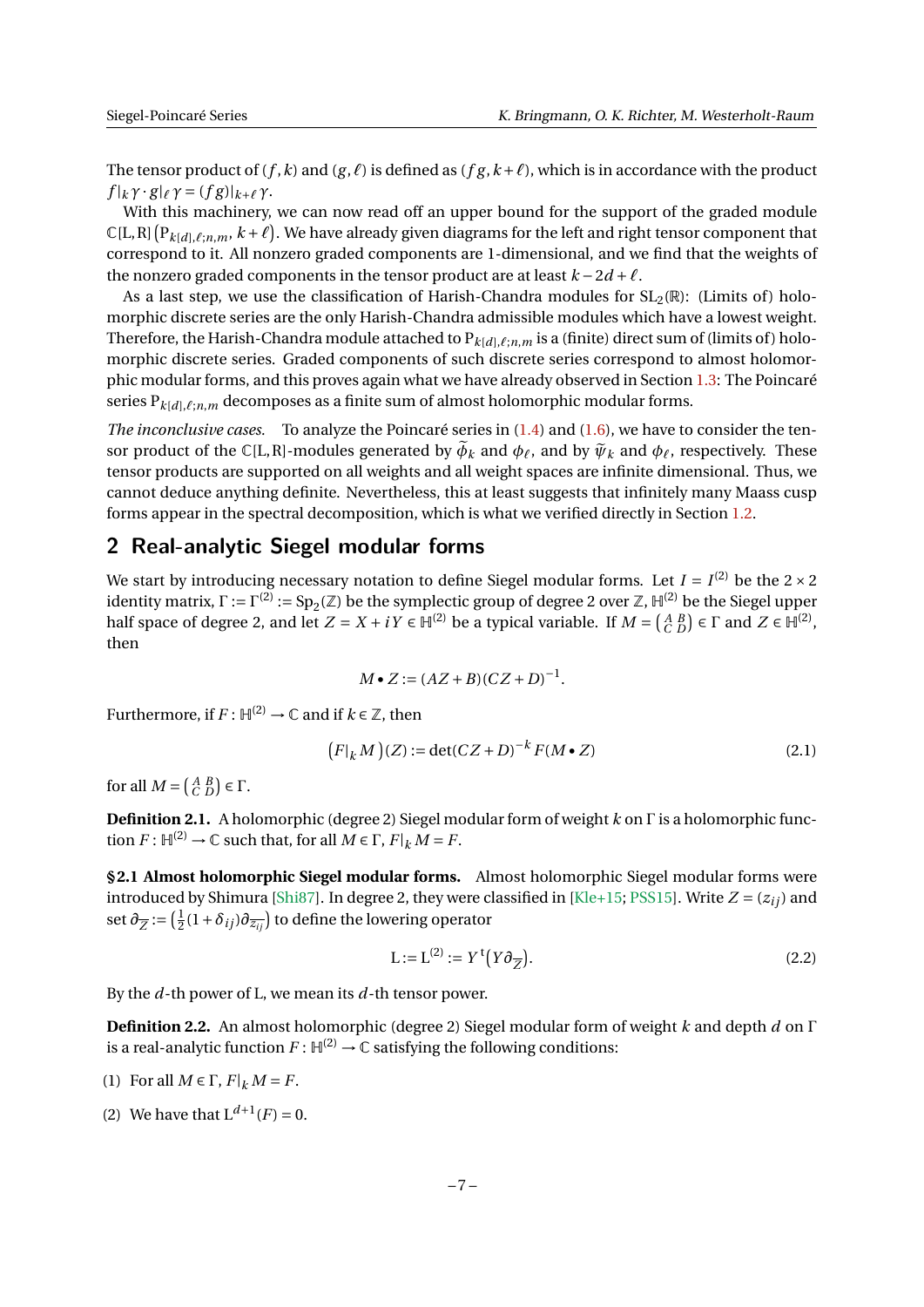The tensor product of $(f, k)$ and $(g, \ell)$ is defined as $(fg, k+\ell)$, which is in accordance with the product $f|_k\gamma \cdot g|_\ell\gamma = (fg)|_{k+\ell}\gamma$.

With this machinery, we can now read off an upper bound for the support of the graded module $\mathbb{C}[\mathrm{L},\mathrm{R}]\big(\mathrm{P}_{k[d],\ell;n,m},\, k+\ell\big)$. We have already given diagrams for the left and right tensor component that correspond to it. All nonzero graded components are 1-dimensional, and we find that the weights of the nonzero graded components in the tensor product are at least $k-2d+\ell$.

As a last step, we use the classification of Harish-Chandra modules for $\mathrm{SL}_2(\mathbb{R})$: (Limits of) holomorphic discrete series are the only Harish-Chandra admissible modules which have a lowest weight. Therefore, the Harish-Chandra module attached to $\mathrm{P}_{k[d],\ell;n,m}$ is a (finite) direct sum of (limits of) holomorphic discrete series. Graded components of such discrete series correspond to almost holomorphic modular forms, and this proves again what we have already observed in Section 1.3: The Poincaré series $\mathrm{P}_{k[d],\ell;n,m}$ decomposes as a finite sum of almost holomorphic modular forms.

*The inconclusive cases.* To analyze the Poincaré series in (1.4) and (1.6), we have to consider the tensor product of the $\mathbb{C}[\mathrm{L},\mathrm{R}]$-modules generated by $\widetilde{\phi}_k$ and $\phi_\ell$, and by $\widetilde{\psi}_k$ and $\phi_\ell$, respectively. These tensor products are supported on all weights and all weight spaces are infinite dimensional. Thus, we cannot deduce anything definite. Nevertheless, this at least suggests that infinitely many Maass cusp forms appear in the spectral decomposition, which is what we verified directly in Section 1.2.

## 2 Real-analytic Siegel modular forms

We start by introducing necessary notation to define Siegel modular forms. Let $I = I^{(2)}$ be the $2\times 2$ identity matrix, $\Gamma := \Gamma^{(2)} := \mathrm{Sp}_2(\mathbb{Z})$ be the symplectic group of degree 2 over $\mathbb{Z}$, $\mathbb{H}^{(2)}$ be the Siegel upper half space of degree 2, and let $Z = X + iY \in \mathbb{H}^{(2)}$ be a typical variable. If $M = \left(\begin{smallmatrix} A & B \\ C & D \end{smallmatrix}\right) \in \Gamma$ and $Z \in \mathbb{H}^{(2)}$, then

$$M \bullet Z := (AZ+B)(CZ+D)^{-1}.$$

Furthermore, if $F : \mathbb{H}^{(2)} \to \mathbb{C}$ and if $k \in \mathbb{Z}$, then

$$\big(F\big|_k M\big)(Z) := \det(CZ+D)^{-k} F(M\bullet Z) \tag{2.1}$$

for all $M = \left(\begin{smallmatrix} A & B \\ C & D \end{smallmatrix}\right) \in \Gamma$.

**Definition 2.1.** A holomorphic (degree 2) Siegel modular form of weight $k$ on $\Gamma$ is a holomorphic function $F : \mathbb{H}^{(2)} \to \mathbb{C}$ such that, for all $M \in \Gamma$, $F|_k M = F$.

**§2.1 Almost holomorphic Siegel modular forms.** Almost holomorphic Siegel modular forms were introduced by Shimura [Shi87]. In degree 2, they were classified in [Kle+15; PSS15]. Write $Z = (z_{ij})$ and set $\partial_{\overline{Z}} := \big(\frac{1}{2}(1+\delta_{ij})\partial_{\overline{z_{ij}}}\big)$ to define the lowering operator

$$\mathrm{L} := \mathrm{L}^{(2)} := Y\,{}^{\mathrm{t}}\big(Y\partial_{\overline{Z}}\big). \tag{2.2}$$

By the $d$-th power of L, we mean its $d$-th tensor power.

**Definition 2.2.** An almost holomorphic (degree 2) Siegel modular form of weight $k$ and depth $d$ on $\Gamma$ is a real-analytic function $F : \mathbb{H}^{(2)} \to \mathbb{C}$ satisfying the following conditions:

(1) For all $M \in \Gamma$, $F|_k M = F$.

(2) We have that $\mathrm{L}^{d+1}(F) = 0$.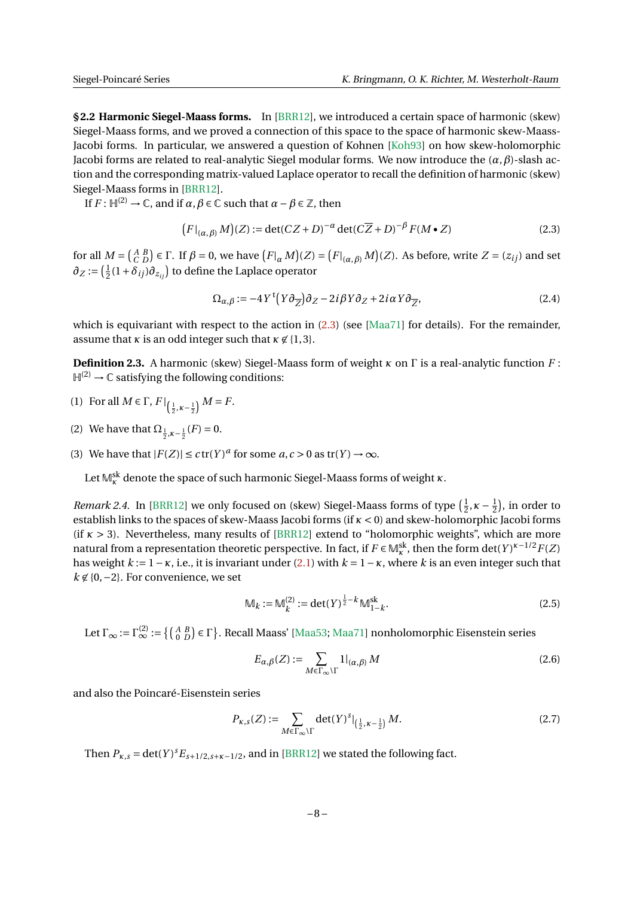**§2.2 Harmonic Siegel-Maass forms.** In [BRR12], we introduced a certain space of harmonic (skew) Siegel-Maass forms, and we proved a connection of this space to the space of harmonic skew-Maass-Jacobi forms. In particular, we answered a question of Kohnen [Koh93] on how skew-holomorphic Jacobi forms are related to real-analytic Siegel modular forms. We now introduce the $(\alpha, \beta)$-slash action and the corresponding matrix-valued Laplace operator to recall the definition of harmonic (skew) Siegel-Maass forms in [BRR12].

If $F : \mathbb{H}^{(2)} \to \mathbb{C}$, and if $\alpha, \beta \in \mathbb{C}$ such that $\alpha - \beta \in \mathbb{Z}$, then

$$\big(F|_{(\alpha,\beta)} M\big)(Z) := \det(CZ + D)^{-\alpha} \det(C\overline{Z} + D)^{-\beta} F(M \bullet Z) \tag{2.3}$$

for all $M = \left(\begin{smallmatrix} A & B \\ C & D \end{smallmatrix}\right) \in \Gamma$. If $\beta = 0$, we have $\big(F|_{\alpha} M\big)(Z) = \big(F|_{(\alpha,\beta)} M\big)(Z)$. As before, write $Z = (z_{ij})$ and set $\partial_Z := \big(\frac{1}{2}(1 + \delta_{ij})\partial_{z_{ij}}\big)$ to define the Laplace operator

$$\Omega_{\alpha,\beta} := -4Y\,{}^{\mathrm{t}}\big(Y\partial_{\overline{Z}}\big)\partial_Z - 2i\beta Y \partial_Z + 2i\alpha Y \partial_{\overline{Z}}, \tag{2.4}$$

which is equivariant with respect to the action in (2.3) (see [Maa71] for details). For the remainder, assume that $\kappa$ is an odd integer such that $\kappa \not\in \{1, 3\}$.

**Definition 2.3.** A harmonic (skew) Siegel-Maass form of weight $\kappa$ on $\Gamma$ is a real-analytic function $F : \mathbb{H}^{(2)} \to \mathbb{C}$ satisfying the following conditions:

(1) For all $M \in \Gamma$, $F|_{\left(\frac{1}{2}, \kappa - \frac{1}{2}\right)} M = F$.

(2) We have that $\Omega_{\frac{1}{2}, \kappa - \frac{1}{2}}(F) = 0$.

(3) We have that $|F(Z)| \le c\,\mathrm{tr}(Y)^a$ for some $a, c > 0$ as $\mathrm{tr}(Y) \to \infty$.

Let $\mathbb{M}^{\mathrm{sk}}_{\kappa}$ denote the space of such harmonic Siegel-Maass forms of weight $\kappa$.

*Remark 2.4.* In [BRR12] we only focused on (skew) Siegel-Maass forms of type $\left(\frac{1}{2}, \kappa - \frac{1}{2}\right)$, in order to establish links to the spaces of skew-Maass Jacobi forms (if $\kappa < 0$) and skew-holomorphic Jacobi forms (if $\kappa > 3$). Nevertheless, many results of [BRR12] extend to "holomorphic weights", which are more natural from a representation theoretic perspective. In fact, if $F \in \mathbb{M}^{\mathrm{sk}}_{\kappa}$, then the form $\det(Y)^{\kappa - 1/2} F(Z)$ has weight $k := 1 - \kappa$, i.e., it is invariant under (2.1) with $k = 1 - \kappa$, where $k$ is an even integer such that $k \not\in \{0, -2\}$. For convenience, we set

$$\mathbb{M}_k := \mathbb{M}^{(2)}_k := \det(Y)^{\frac{1}{2} - k} \mathbb{M}^{\mathrm{sk}}_{1-k}. \tag{2.5}$$

Let $\Gamma_{\infty} := \Gamma^{(2)}_{\infty} := \left\{ \left(\begin{smallmatrix} A & B \\ 0 & D \end{smallmatrix}\right) \in \Gamma \right\}$. Recall Maass' [Maa53; Maa71] nonholomorphic Eisenstein series

$$E_{\alpha,\beta}(Z) := \sum_{M \in \Gamma_{\infty} \backslash \Gamma} 1|_{(\alpha,\beta)} M \tag{2.6}$$

and also the Poincaré-Eisenstein series

$$P_{\kappa,s}(Z) := \sum_{M \in \Gamma_{\infty} \backslash \Gamma} \det(Y)^s|_{\left(\frac{1}{2}, \kappa - \frac{1}{2}\right)} M. \tag{2.7}$$

Then $P_{\kappa,s} = \det(Y)^s E_{s+1/2, s+\kappa-1/2}$, and in [BRR12] we stated the following fact.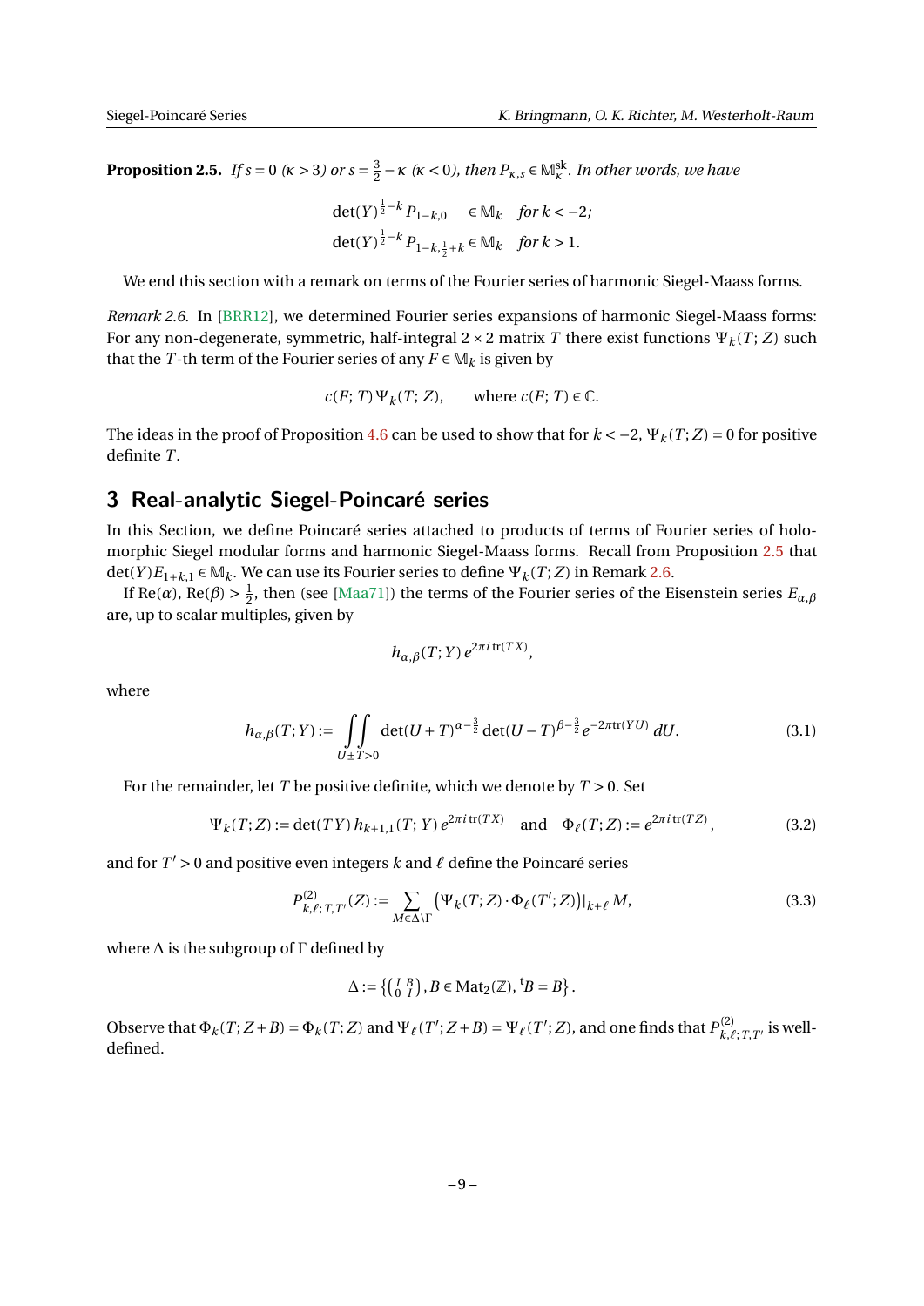**Proposition 2.5.** *If $s = 0$ ($\kappa > 3$) or $s = \frac{3}{2} - \kappa$ ($\kappa < 0$), then $P_{\kappa,s} \in \mathbb{M}^{\mathrm{sk}}_{\kappa}$. In other words, we have*

$$\det(Y)^{\frac{1}{2}-k} P_{1-k,0} \quad \in \mathbb{M}_k \quad \textit{for } k < -2;$$
$$\det(Y)^{\frac{1}{2}-k} P_{1-k,\frac{1}{2}+k} \in \mathbb{M}_k \quad \textit{for } k > 1.$$

We end this section with a remark on terms of the Fourier series of harmonic Siegel-Maass forms.

*Remark 2.6.* In [BRR12], we determined Fourier series expansions of harmonic Siegel-Maass forms: For any non-degenerate, symmetric, half-integral $2 \times 2$ matrix $T$ there exist functions $\Psi_k(T; Z)$ such that the $T$-th term of the Fourier series of any $F \in \mathbb{M}_k$ is given by

$$c(F;\, T)\, \Psi_k(T;\, Z), \qquad \text{where } c(F;\, T) \in \mathbb{C}.$$

The ideas in the proof of Proposition 4.6 can be used to show that for $k < -2$, $\Psi_k(T; Z) = 0$ for positive definite $T$.

## 3 Real-analytic Siegel-Poincaré series

In this Section, we define Poincaré series attached to products of terms of Fourier series of holomorphic Siegel modular forms and harmonic Siegel-Maass forms. Recall from Proposition 2.5 that $\det(Y) E_{1+k,1} \in \mathbb{M}_k$. We can use its Fourier series to define $\Psi_k(T; Z)$ in Remark 2.6.

If $\mathrm{Re}(\alpha)$, $\mathrm{Re}(\beta) > \frac{1}{2}$, then (see [Maa71]) the terms of the Fourier series of the Eisenstein series $E_{\alpha,\beta}$ are, up to scalar multiples, given by

$$h_{\alpha,\beta}(T;\, Y)\, e^{2\pi i\, \mathrm{tr}(TX)},$$

where

$$h_{\alpha,\beta}(T;\, Y) := \iint\limits_{U \pm T > 0} \det(U+T)^{\alpha - \frac{3}{2}} \det(U-T)^{\beta - \frac{3}{2}} e^{-2\pi \mathrm{tr}(YU)}\, dU. \tag{3.1}$$

For the remainder, let $T$ be positive definite, which we denote by $T > 0$. Set

$$\Psi_k(T;\, Z) := \det(TY)\, h_{k+1,1}(T;\, Y)\, e^{2\pi i\, \mathrm{tr}(TX)} \quad \text{and} \quad \Phi_\ell(T;\, Z) := e^{2\pi i\, \mathrm{tr}(TZ)}, \tag{3.2}$$

and for $T' > 0$ and positive even integers $k$ and $\ell$ define the Poincaré series

$$P^{(2)}_{k,\ell;\,T,T'}(Z) := \sum_{M \in \Delta\backslash\Gamma} \big(\Psi_k(T;\, Z) \cdot \Phi_\ell(T';\, Z)\big)\big|_{k+\ell}\, M, \tag{3.3}$$

where $\Delta$ is the subgroup of $\Gamma$ defined by

$$\Delta := \left\{ \left(\begin{smallmatrix} I & B \\ 0 & I \end{smallmatrix}\right), B \in \mathrm{Mat}_2(\mathbb{Z}),\, {}^{\mathrm{t}}B = B \right\}.$$

Observe that $\Phi_k(T; Z+B) = \Phi_k(T; Z)$ and $\Psi_\ell(T'; Z+B) = \Psi_\ell(T'; Z)$, and one finds that $P^{(2)}_{k,\ell;\,T,T'}$ is well-defined.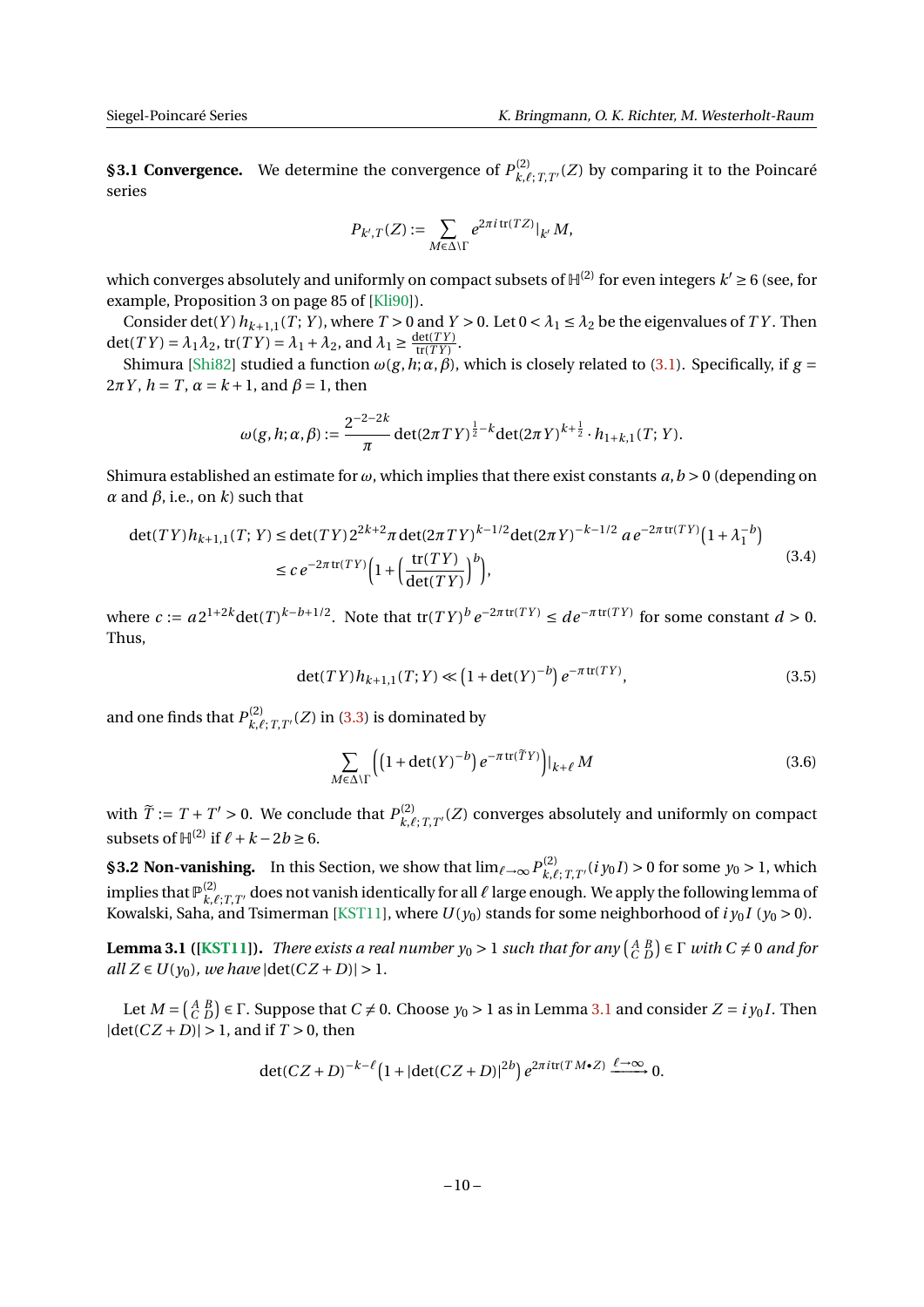**§3.1 Convergence.** We determine the convergence of $P^{(2)}_{k,\ell;T,T'}(Z)$ by comparing it to the Poincaré series

$$P_{k',T}(Z) := \sum_{M\in\Delta\backslash\Gamma} e^{2\pi i\,\mathrm{tr}(TZ)}|_{k'}\, M,$$

which converges absolutely and uniformly on compact subsets of $\mathbb{H}^{(2)}$ for even integers $k' \geq 6$ (see, for example, Proposition 3 on page 85 of [Kli90]).

Consider $\det(Y)\, h_{k+1,1}(T;\, Y)$, where $T > 0$ and $Y > 0$. Let $0 < \lambda_1 \leq \lambda_2$ be the eigenvalues of $TY$. Then $\det(TY) = \lambda_1\lambda_2$, $\mathrm{tr}(TY) = \lambda_1 + \lambda_2$, and $\lambda_1 \geq \frac{\det(TY)}{\mathrm{tr}(TY)}$.

Shimura [Shi82] studied a function $\omega(g, h; \alpha, \beta)$, which is closely related to (3.1). Specifically, if $g = 2\pi Y$, $h = T$, $\alpha = k+1$, and $\beta = 1$, then

$$\omega(g, h; \alpha, \beta) := \frac{2^{-2-2k}}{\pi} \det(2\pi TY)^{\frac{1}{2}-k} \det(2\pi Y)^{k+\frac{1}{2}} \cdot h_{1+k,1}(T;\, Y).$$

Shimura established an estimate for $\omega$, which implies that there exist constants $a, b > 0$ (depending on $\alpha$ and $\beta$, i.e., on $k$) such that

$$\begin{aligned}
\det(TY) h_{k+1,1}(T;\, Y) &\leq \det(TY)\, 2^{2k+2} \pi \det(2\pi TY)^{k-1/2} \det(2\pi Y)^{-k-1/2}\, a\, e^{-2\pi\,\mathrm{tr}(TY)} \big(1 + \lambda_1^{-b}\big) \\
&\leq c\, e^{-2\pi\,\mathrm{tr}(TY)} \Big(1 + \Big(\frac{\mathrm{tr}(TY)}{\det(TY)}\Big)^b\Big),
\end{aligned} \tag{3.4}$$

where $c := a 2^{1+2k} \det(T)^{k-b+1/2}$. Note that $\mathrm{tr}(TY)^b\, e^{-2\pi\,\mathrm{tr}(TY)} \leq d e^{-\pi\,\mathrm{tr}(TY)}$ for some constant $d > 0$. Thus,

$$\det(TY) h_{k+1,1}(T; Y) \ll \big(1 + \det(Y)^{-b}\big)\, e^{-\pi\,\mathrm{tr}(TY)}, \tag{3.5}$$

and one finds that $P^{(2)}_{k,\ell;T,T'}(Z)$ in (3.3) is dominated by

$$\sum_{M\in\Delta\backslash\Gamma} \Big(\big(1 + \det(Y)^{-b}\big)\, e^{-\pi\,\mathrm{tr}(\widetilde{T}Y)}\Big)|_{k+\ell}\, M \tag{3.6}$$

with $\widetilde{T} := T + T' > 0$. We conclude that $P^{(2)}_{k,\ell;T,T'}(Z)$ converges absolutely and uniformly on compact subsets of $\mathbb{H}^{(2)}$ if $\ell + k - 2b \geq 6$.

**§3.2 Non-vanishing.** In this Section, we show that $\lim_{\ell\to\infty} P^{(2)}_{k,\ell;T,T'}(iy_0 I) > 0$ for some $y_0 > 1$, which implies that $\mathbb{P}^{(2)}_{k,\ell;T,T'}$ does not vanish identically for all $\ell$ large enough. We apply the following lemma of Kowalski, Saha, and Tsimerman [KST11], where $U(y_0)$ stands for some neighborhood of $iy_0 I$ ($y_0 > 0$).

**Lemma 3.1 ([KST11]).** *There exists a real number $y_0 > 1$ such that for any $\left(\begin{smallmatrix} A & B \\ C & D \end{smallmatrix}\right) \in \Gamma$ with $C \neq 0$ and for all $Z \in U(y_0)$, we have $|\det(CZ + D)| > 1$.*

Let $M = \left(\begin{smallmatrix} A & B \\ C & D \end{smallmatrix}\right) \in \Gamma$. Suppose that $C \neq 0$. Choose $y_0 > 1$ as in Lemma 3.1 and consider $Z = iy_0 I$. Then $|\det(CZ + D)| > 1$, and if $T > 0$, then

$$\det(CZ + D)^{-k-\ell} \big(1 + |\det(CZ + D)|^{2b}\big)\, e^{2\pi i\,\mathrm{tr}(TM\bullet Z)} \xrightarrow{\ell\to\infty} 0.$$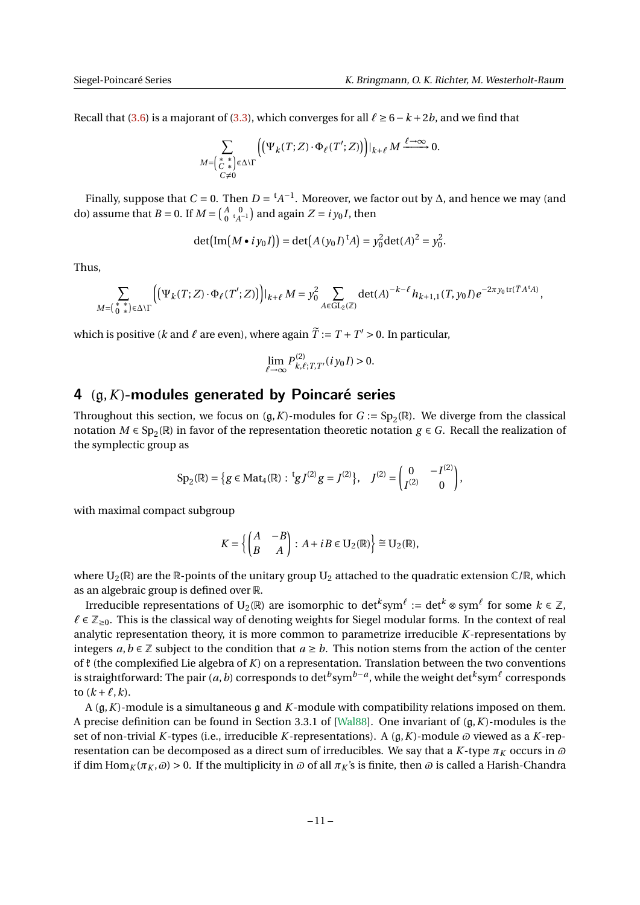Recall that (3.6) is a majorant of (3.3), which converges for all $\ell \geq 6 - k + 2b$, and we find that

$$\sum_{\substack{M = \left(\begin{smallmatrix} * & * \\ C & * \end{smallmatrix}\right) \in \Delta\backslash\Gamma \\ C \neq 0}} \Big(\big(\Psi_k(T;Z)\cdot\Phi_\ell(T';Z)\big)\Big)\big|_{k+\ell}\, M \xrightarrow{\ell\to\infty} 0.$$

Finally, suppose that $C = 0$. Then $D = {}^{\mathrm{t}}A^{-1}$. Moreover, we factor out by $\Delta$, and hence we may (and do) assume that $B = 0$. If $M = \left(\begin{smallmatrix} A & 0 \\ 0 & {}^{\mathrm{t}}A^{-1} \end{smallmatrix}\right)$ and again $Z = iy_0 I$, then

$$\det\!\big(\mathrm{Im}\big(M \bullet iy_0 I\big)\big) = \det\!\big(A\,(y_0 I)\,{}^{\mathrm{t}}A\big) = y_0^2 \det(A)^2 = y_0^2.$$

Thus,

$$\sum_{M = \left(\begin{smallmatrix} * & * \\ 0 & * \end{smallmatrix}\right) \in \Delta\backslash\Gamma} \Big(\big(\Psi_k(T;Z)\cdot\Phi_\ell(T';Z)\big)\Big)\big|_{k+\ell}\, M = y_0^2 \sum_{A \in \mathrm{GL}_2(\mathbb{Z})} \det(A)^{-k-\ell}\, h_{k+1,1}(T, y_0 I)\, e^{-2\pi y_0 \mathrm{tr}(\widetilde{T} A\, {}^{\mathrm{t}}A)},$$

which is positive ($k$ and $\ell$ are even), where again $\widetilde{T} := T + T' > 0$. In particular,

$$\lim_{\ell\to\infty} P^{(2)}_{k,\ell;T,T'}(iy_0 I) > 0.$$

## 4 $(\mathfrak{g}, K)$-modules generated by Poincaré series

Throughout this section, we focus on $(\mathfrak{g}, K)$-modules for $G := \mathrm{Sp}_2(\mathbb{R})$. We diverge from the classical notation $M \in \mathrm{Sp}_2(\mathbb{R})$ in favor of the representation theoretic notation $g \in G$. Recall the realization of the symplectic group as

$$\mathrm{Sp}_2(\mathbb{R}) = \big\{ g \in \mathrm{Mat}_4(\mathbb{R}) : {}^{\mathrm{t}}g J^{(2)} g = J^{(2)} \big\}, \quad J^{(2)} = \begin{pmatrix} 0 & -I^{(2)} \\ I^{(2)} & 0 \end{pmatrix},$$

with maximal compact subgroup

$$K = \left\{ \begin{pmatrix} A & -B \\ B & A \end{pmatrix} : A + iB \in \mathrm{U}_2(\mathbb{R}) \right\} \cong \mathrm{U}_2(\mathbb{R}),$$

where $\mathrm{U}_2(\mathbb{R})$ are the $\mathbb{R}$-points of the unitary group $\mathrm{U}_2$ attached to the quadratic extension $\mathbb{C}/\mathbb{R}$, which as an algebraic group is defined over $\mathbb{R}$.

Irreducible representations of $\mathrm{U}_2(\mathbb{R})$ are isomorphic to $\det^k \mathrm{sym}^\ell := \det^k \otimes \mathrm{sym}^\ell$ for some $k \in \mathbb{Z}$, $\ell \in \mathbb{Z}_{\geq 0}$. This is the classical way of denoting weights for Siegel modular forms. In the context of real analytic representation theory, it is more common to parametrize irreducible $K$-representations by integers $a, b \in \mathbb{Z}$ subject to the condition that $a \geq b$. This notion stems from the action of the center of $\mathfrak{k}$ (the complexified Lie algebra of $K$) on a representation. Translation between the two conventions is straightforward: The pair $(a, b)$ corresponds to $\det^b \mathrm{sym}^{b-a}$, while the weight $\det^k \mathrm{sym}^\ell$ corresponds to $(k + \ell, k)$.

A $(\mathfrak{g}, K)$-module is a simultaneous $\mathfrak{g}$ and $K$-module with compatibility relations imposed on them. A precise definition can be found in Section 3.3.1 of [Wal88]. One invariant of $(\mathfrak{g}, K)$-modules is the set of non-trivial $K$-types (i.e., irreducible $K$-representations). A $(\mathfrak{g}, K)$-module $\varpi$ viewed as a $K$-representation can be decomposed as a direct sum of irreducibles. We say that a $K$-type $\pi_K$ occurs in $\varpi$ if $\dim \mathrm{Hom}_K(\pi_K, \varpi) > 0$. If the multiplicity in $\varpi$ of all $\pi_K$'s is finite, then $\varpi$ is called a Harish-Chandra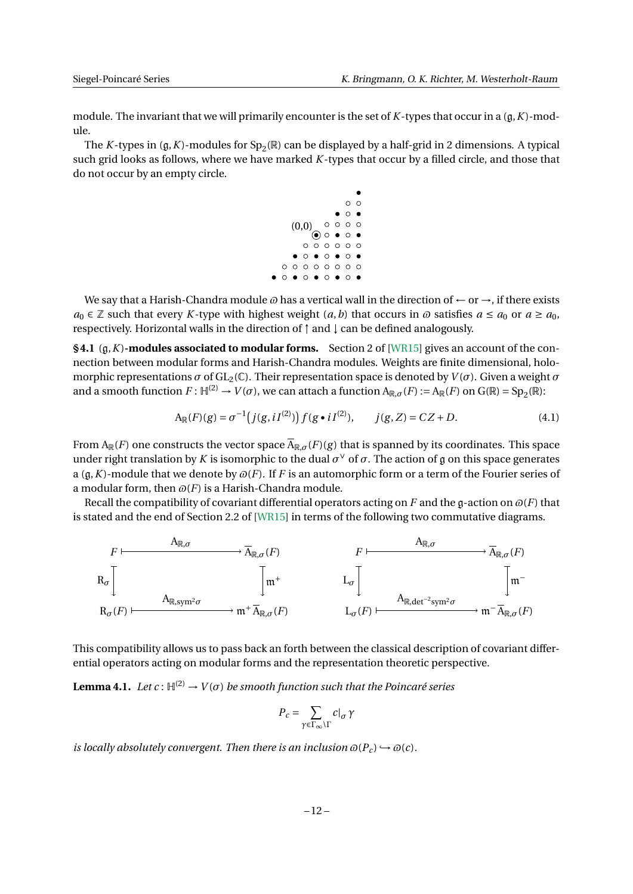module. The invariant that we will primarily encounter is the set of $K$-types that occur in a $(\mathfrak{g}, K)$-module.

The $K$-types in $(\mathfrak{g}, K)$-modules for $\mathrm{Sp}_2(\mathbb{R})$ can be displayed by a half-grid in 2 dimensions. A typical such grid looks as follows, where we have marked $K$-types that occur by a filled circle, and those that do not occur by an empty circle.

(0,0)

We say that a Harish-Chandra module $\varpi$ has a vertical wall in the direction of $\leftarrow$ or $\rightarrow$, if there exists $a_0 \in \mathbb{Z}$ such that every $K$-type with highest weight $(a, b)$ that occurs in $\varpi$ satisfies $a \le a_0$ or $a \ge a_0$, respectively. Horizontal walls in the direction of $\uparrow$ and $\downarrow$ can be defined analogously.

**§4.1** $(\mathfrak{g}, K)$**-modules associated to modular forms.** Section 2 of [WR15] gives an account of the connection between modular forms and Harish-Chandra modules. Weights are finite dimensional, holomorphic representations $\sigma$ of $\mathrm{GL}_2(\mathbb{C})$. Their representation space is denoted by $V(\sigma)$. Given a weight $\sigma$ and a smooth function $F : \mathbb{H}^{(2)} \to V(\sigma)$, we can attach a function $\mathrm{A}_{\mathbb{R},\sigma}(F) := \mathrm{A}_{\mathbb{R}}(F)$ on $\mathrm{G}(\mathbb{R}) = \mathrm{Sp}_2(\mathbb{R})$:

$$\mathrm{A}_{\mathbb{R}}(F)(g) = \sigma^{-1}\big(j(g, iI^{(2)})\big)\, f(g \bullet iI^{(2)}), \qquad j(g, Z) = CZ + D. \tag{4.1}$$

From $\mathrm{A}_{\mathbb{R}}(F)$ one constructs the vector space $\overline{\mathrm{A}}_{\mathbb{R},\sigma}(F)(g)$ that is spanned by its coordinates. This space under right translation by $K$ is isomorphic to the dual $\sigma^\vee$ of $\sigma$. The action of $\mathfrak{g}$ on this space generates a $(\mathfrak{g}, K)$-module that we denote by $\varpi(F)$. If $F$ is an automorphic form or a term of the Fourier series of a modular form, then $\varpi(F)$ is a Harish-Chandra module.

Recall the compatibility of covariant differential operators acting on $F$ and the $\mathfrak{g}$-action on $\varpi(F)$ that is stated and the end of Section 2.2 of [WR15] in terms of the following two commutative diagrams.

$$\begin{array}{ccc} F & \xmapsto{\ \mathrm{A}_{\mathbb{R},\sigma}\ } & \overline{\mathrm{A}}_{\mathbb{R},\sigma}(F) \\ \mathrm{R}_\sigma \big\downarrow & & \big\downarrow \mathfrak{m}^+ \\ \mathrm{R}_\sigma(F) & \xmapsto{\ \mathrm{A}_{\mathbb{R},\mathrm{sym}^2\sigma}\ } & \mathfrak{m}^+\,\overline{\mathrm{A}}_{\mathbb{R},\sigma}(F) \end{array} \qquad \begin{array}{ccc} F & \xmapsto{\ \mathrm{A}_{\mathbb{R},\sigma}\ } & \overline{\mathrm{A}}_{\mathbb{R},\sigma}(F) \\ \mathrm{L}_\sigma \big\downarrow & & \big\downarrow \mathfrak{m}^- \\ \mathrm{L}_\sigma(F) & \xmapsto{\ \mathrm{A}_{\mathbb{R},\det^{-2}\mathrm{sym}^2\sigma}\ } & \mathfrak{m}^-\,\overline{\mathrm{A}}_{\mathbb{R},\sigma}(F) \end{array}$$

This compatibility allows us to pass back an forth between the classical description of covariant differential operators acting on modular forms and the representation theoretic perspective.

**Lemma 4.1.** *Let $c : \mathbb{H}^{(2)} \to V(\sigma)$ be smooth function such that the Poincaré series*

$$P_c = \sum_{\gamma \in \Gamma_\infty \backslash \Gamma} c|_\sigma \gamma$$

*is locally absolutely convergent. Then there is an inclusion $\varpi(P_c) \hookrightarrow \varpi(c)$.*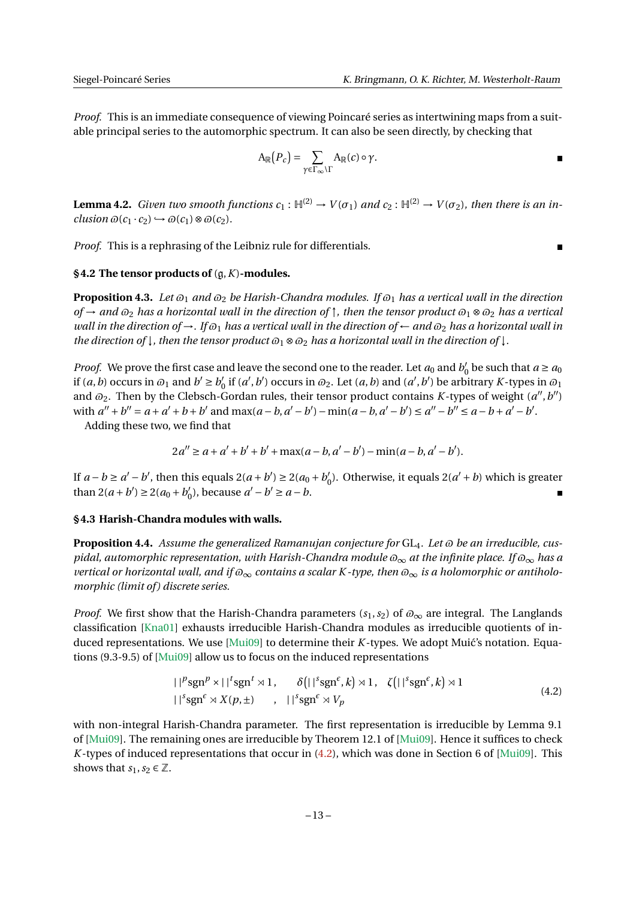*Proof.* This is an immediate consequence of viewing Poincaré series as intertwining maps from a suitable principal series to the automorphic spectrum. It can also be seen directly, by checking that

$$\mathrm{A}_{\mathbb{R}}\big(P_c\big) = \sum_{\gamma \in \Gamma_\infty \backslash \Gamma} \mathrm{A}_{\mathbb{R}}(c) \circ \gamma. \qquad ∎$$

**Lemma 4.2.** *Given two smooth functions $c_1 : \mathbb{H}^{(2)} \to V(\sigma_1)$ and $c_2 : \mathbb{H}^{(2)} \to V(\sigma_2)$, then there is an inclusion $\varpi(c_1 \cdot c_2) \hookrightarrow \varpi(c_1) \otimes \varpi(c_2)$.*

*Proof.* This is a rephrasing of the Leibniz rule for differentials. ∎

### §4.2 The tensor products of $(\mathfrak{g}, K)$-modules.

**Proposition 4.3.** *Let $\varpi_1$ and $\varpi_2$ be Harish-Chandra modules. If $\varpi_1$ has a vertical wall in the direction of $\rightarrow$ and $\varpi_2$ has a horizontal wall in the direction of $\uparrow$, then the tensor product $\varpi_1 \otimes \varpi_2$ has a vertical wall in the direction of $\rightarrow$. If $\varpi_1$ has a vertical wall in the direction of $\leftarrow$ and $\varpi_2$ has a horizontal wall in the direction of $\downarrow$, then the tensor product $\varpi_1 \otimes \varpi_2$ has a horizontal wall in the direction of $\downarrow$.*

*Proof.* We prove the first case and leave the second one to the reader. Let $a_0$ and $b'_0$ be such that $a \ge a_0$ if $(a, b)$ occurs in $\varpi_1$ and $b' \ge b'_0$ if $(a', b')$ occurs in $\varpi_2$. Let $(a, b)$ and $(a', b')$ be arbitrary $K$-types in $\varpi_1$ and $\varpi_2$. Then by the Clebsch-Gordan rules, their tensor product contains $K$-types of weight $(a'', b'')$ with $a'' + b'' = a + a' + b + b'$ and $\max(a - b, a' - b') - \min(a - b, a' - b') \le a'' - b'' \le a - b + a' - b'$.

Adding these two, we find that

$$2a'' \ge a + a' + b' + b' + \max(a - b, a' - b') - \min(a - b, a' - b').$$

If $a - b \ge a' - b'$, then this equals $2(a + b') \ge 2(a_0 + b'_0)$. Otherwise, it equals $2(a' + b)$ which is greater than $2(a + b') \ge 2(a_0 + b'_0)$, because $a' - b' \ge a - b$. ∎

### §4.3 Harish-Chandra modules with walls.

**Proposition 4.4.** *Assume the generalized Ramanujan conjecture for $\mathrm{GL}_4$. Let $\varpi$ be an irreducible, cuspidal, automorphic representation, with Harish-Chandra module $\varpi_\infty$ at the infinite place. If $\varpi_\infty$ has a vertical or horizontal wall, and if $\varpi_\infty$ contains a scalar $K$-type, then $\varpi_\infty$ is a holomorphic or antiholomorphic (limit of) discrete series.*

*Proof.* We first show that the Harish-Chandra parameters $(s_1, s_2)$ of $\varpi_\infty$ are integral. The Langlands classification [Kna01] exhausts irreducible Harish-Chandra modules as irreducible quotients of induced representations. We use [Mui09] to determine their $K$-types. We adopt Muić's notation. Equations (9.3-9.5) of [Mui09] allow us to focus on the induced representations

$$\begin{aligned} &|\,|^p \mathrm{sgn}^p \times |\,|^t \mathrm{sgn}^t \rtimes 1, \qquad \delta\big(|\,|^s \mathrm{sgn}^\epsilon, k\big) \rtimes 1, \quad \zeta\big(|\,|^s \mathrm{sgn}^\epsilon, k\big) \rtimes 1 \\ &|\,|^s \mathrm{sgn}^\epsilon \rtimes X(p, \pm) \qquad , \quad |\,|^s \mathrm{sgn}^\epsilon \rtimes V_p \end{aligned} \tag{4.2}$$

with non-integral Harish-Chandra parameter. The first representation is irreducible by Lemma 9.1 of [Mui09]. The remaining ones are irreducible by Theorem 12.1 of [Mui09]. Hence it suffices to check $K$-types of induced representations that occur in (4.2), which was done in Section 6 of [Mui09]. This shows that $s_1, s_2 \in \mathbb{Z}$.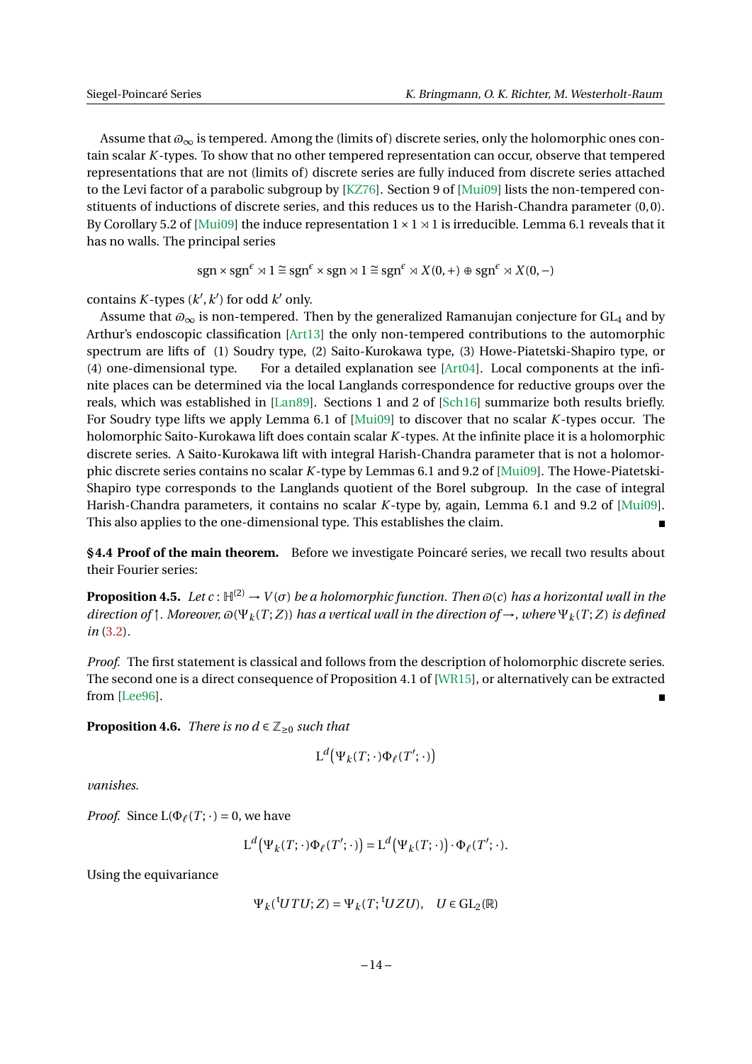Assume that $\varpi_\infty$ is tempered. Among the (limits of) discrete series, only the holomorphic ones contain scalar $K$-types. To show that no other tempered representation can occur, observe that tempered representations that are not (limits of) discrete series are fully induced from discrete series attached to the Levi factor of a parabolic subgroup by [KZ76]. Section 9 of [Mui09] lists the non-tempered constituents of inductions of discrete series, and this reduces us to the Harish-Chandra parameter $(0,0)$. By Corollary 5.2 of [Mui09] the induce representation $1 \times 1 \rtimes 1$ is irreducible. Lemma 6.1 reveals that it has no walls. The principal series

$$\mathrm{sgn} \times \mathrm{sgn}^\epsilon \rtimes 1 \cong \mathrm{sgn}^\epsilon \times \mathrm{sgn} \rtimes 1 \cong \mathrm{sgn}^\epsilon \rtimes X(0,+) \oplus \mathrm{sgn}^\epsilon \rtimes X(0,-)$$

contains $K$-types $(k', k')$ for odd $k'$ only.

Assume that $\varpi_\infty$ is non-tempered. Then by the generalized Ramanujan conjecture for $\mathrm{GL}_4$ and by Arthur's endoscopic classification [Art13] the only non-tempered contributions to the automorphic spectrum are lifts of (1) Soudry type, (2) Saito-Kurokawa type, (3) Howe-Piatetski-Shapiro type, or (4) one-dimensional type. For a detailed explanation see [Art04]. Local components at the infinite places can be determined via the local Langlands correspondence for reductive groups over the reals, which was established in [Lan89]. Sections 1 and 2 of [Sch16] summarize both results briefly. For Soudry type lifts we apply Lemma 6.1 of [Mui09] to discover that no scalar $K$-types occur. The holomorphic Saito-Kurokawa lift does contain scalar $K$-types. At the infinite place it is a holomorphic discrete series. A Saito-Kurokawa lift with integral Harish-Chandra parameter that is not a holomorphic discrete series contains no scalar $K$-type by Lemmas 6.1 and 9.2 of [Mui09]. The Howe-Piatetski-Shapiro type corresponds to the Langlands quotient of the Borel subgroup. In the case of integral Harish-Chandra parameters, it contains no scalar $K$-type by, again, Lemma 6.1 and 9.2 of [Mui09]. This also applies to the one-dimensional type. This establishes the claim. ∎

**§4.4 Proof of the main theorem.** Before we investigate Poincaré series, we recall two results about their Fourier series:

**Proposition 4.5.** *Let $c : \mathbb{H}^{(2)} \to V(\sigma)$ be a holomorphic function. Then $\varpi(c)$ has a horizontal wall in the direction of $\uparrow$. Moreover, $\varpi(\Psi_k(T;Z))$ has a vertical wall in the direction of $\to$, where $\Psi_k(T;Z)$ is defined in* (3.2).

*Proof.* The first statement is classical and follows from the description of holomorphic discrete series. The second one is a direct consequence of Proposition 4.1 of [WR15], or alternatively can be extracted from [Lee96]. ∎

**Proposition 4.6.** *There is no $d \in \mathbb{Z}_{\geq 0}$ such that*

$$\mathrm{L}^d\big(\Psi_k(T;\cdot)\Phi_\ell(T';\cdot)\big)$$

*vanishes.*

*Proof.* Since $\mathrm{L}(\Phi_\ell(T;\cdot) = 0$, we have

$$\mathrm{L}^d\big(\Psi_k(T;\cdot)\Phi_\ell(T';\cdot)\big) = \mathrm{L}^d\big(\Psi_k(T;\cdot)\big) \cdot \Phi_\ell(T';\cdot).$$

Using the equivariance

$$\Psi_k({}^{\mathrm{t}}UTU;Z) = \Psi_k(T;{}^{\mathrm{t}}UZU), \quad U \in \mathrm{GL}_2(\mathbb{R})$$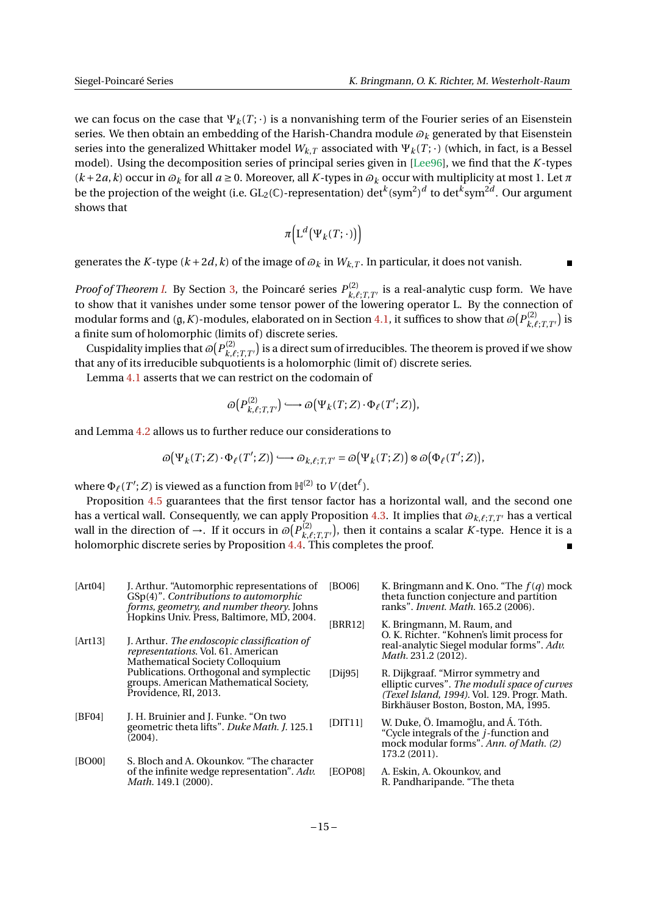we can focus on the case that $\Psi_k(T;\cdot)$ is a nonvanishing term of the Fourier series of an Eisenstein series. We then obtain an embedding of the Harish-Chandra module $\varpi_k$ generated by that Eisenstein series into the generalized Whittaker model $W_{k,T}$ associated with $\Psi_k(T;\cdot)$ (which, in fact, is a Bessel model). Using the decomposition series of principal series given in [Lee96], we find that the $K$-types $(k+2a,k)$ occur in $\varpi_k$ for all $a \ge 0$. Moreover, all $K$-types in $\varpi_k$ occur with multiplicity at most 1. Let $\pi$ be the projection of the weight (i.e. $\mathrm{GL}_2(\mathbb{C})$-representation) $\det^k(\mathrm{sym}^2)^d$ to $\det^k \mathrm{sym}^{2d}$. Our argument shows that

$$\pi\Big(\mathrm{L}^d\big(\Psi_k(T;\cdot)\big)\Big)$$

generates the $K$-type $(k+2d,k)$ of the image of $\varpi_k$ in $W_{k,T}$. In particular, it does not vanish. ∎

*Proof of Theorem I.* By Section 3, the Poincaré series $P^{(2)}_{k,\ell;T,T'}$ is a real-analytic cusp form. We have to show that it vanishes under some tensor power of the lowering operator L. By the connection of modular forms and $(\mathfrak{g},K)$-modules, elaborated on in Section 4.1, it suffices to show that $\varpi\big(P^{(2)}_{k,\ell;T,T'}\big)$ is a finite sum of holomorphic (limits of) discrete series.

Cuspidality implies that $\varpi\big(P^{(2)}_{k,\ell;T,T'}\big)$ is a direct sum of irreducibles. The theorem is proved if we show that any of its irreducible subquotients is a holomorphic (limit of) discrete series.

Lemma 4.1 asserts that we can restrict on the codomain of

$$\varpi\big(P^{(2)}_{k,\ell;T,T'}\big) \longrightarrow \varpi\big(\Psi_k(T;Z)\cdot\Phi_\ell(T';Z)\big),$$

and Lemma 4.2 allows us to further reduce our considerations to

$$\varpi\big(\Psi_k(T;Z)\cdot\Phi_\ell(T';Z)\big) \longrightarrow \varpi_{k,\ell;T,T'} = \varpi\big(\Psi_k(T;Z)\big)\otimes\varpi\big(\Phi_\ell(T';Z)\big),$$

where $\Phi_\ell(T';Z)$ is viewed as a function from $\mathbb{H}^{(2)}$ to $V(\det^\ell)$.

Proposition 4.5 guarantees that the first tensor factor has a horizontal wall, and the second one has a vertical wall. Consequently, we can apply Proposition 4.3. It implies that $\varpi_{k,\ell;T,T'}$ has a vertical wall in the direction of $\rightarrow$. If it occurs in $\varpi\big(P^{(2)}_{k,\ell;T,T'}\big)$, then it contains a scalar $K$-type. Hence it is a holomorphic discrete series by Proposition 4.4. This completes the proof. ∎

[Art04] J. Arthur. "Automorphic representations of GSp(4)". *Contributions to automorphic forms, geometry, and number theory.* Johns Hopkins Univ. Press, Baltimore, MD, 2004.

[Art13] J. Arthur. *The endoscopic classification of representations.* Vol. 61. American Mathematical Society Colloquium Publications. Orthogonal and symplectic groups. American Mathematical Society, Providence, RI, 2013.

[BF04] J. H. Bruinier and J. Funke. "On two geometric theta lifts". *Duke Math. J.* 125.1 (2004).

[BO00] S. Bloch and A. Okounkov. "The character of the infinite wedge representation". *Adv. Math.* 149.1 (2000).

[BO06] K. Bringmann and K. Ono. "The $f(q)$ mock theta function conjecture and partition ranks". *Invent. Math.* 165.2 (2006).

[BRR12] K. Bringmann, M. Raum, and O. K. Richter. "Kohnen's limit process for real-analytic Siegel modular forms". *Adv. Math.* 231.2 (2012).

[Dij95] R. Dijkgraaf. "Mirror symmetry and elliptic curves". *The moduli space of curves (Texel Island, 1994).* Vol. 129. Progr. Math. Birkhäuser Boston, Boston, MA, 1995.

[DIT11] W. Duke, Ö. Imamoḡlu, and Á. Tóth. "Cycle integrals of the $j$-function and mock modular forms". *Ann. of Math. (2)* 173.2 (2011).

[EOP08] A. Eskin, A. Okounkov, and R. Pandharipande. "The theta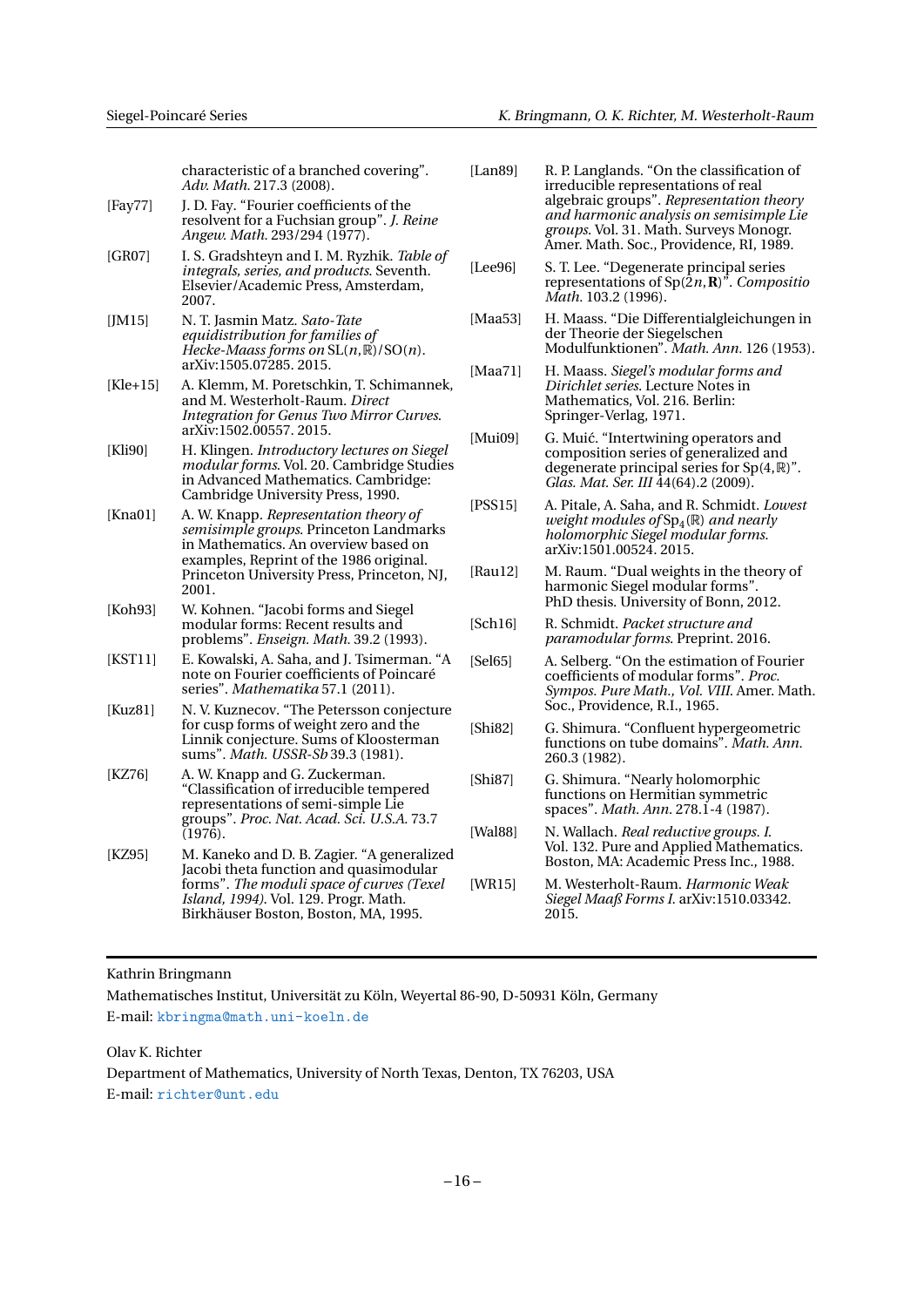characteristic of a branched covering". *Adv. Math.* 217.3 (2008).

[Fay77] J. D. Fay. "Fourier coefficients of the resolvent for a Fuchsian group". *J. Reine Angew. Math.* 293/294 (1977).

[GR07] I. S. Gradshteyn and I. M. Ryzhik. *Table of integrals, series, and products*. Seventh. Elsevier/Academic Press, Amsterdam, 2007.

[JM15] N. T. Jasmin Matz. *Sato-Tate equidistribution for families of Hecke-Maass forms on* $\mathrm{SL}(n,\mathbb{R})/\mathrm{SO}(n)$. arXiv:1505.07285. 2015.

[Kle+15] A. Klemm, M. Poretschkin, T. Schimannek, and M. Westerholt-Raum. *Direct Integration for Genus Two Mirror Curves*. arXiv:1502.00557. 2015.

[Kli90] H. Klingen. *Introductory lectures on Siegel modular forms*. Vol. 20. Cambridge Studies in Advanced Mathematics. Cambridge: Cambridge University Press, 1990.

[Kna01] A. W. Knapp. *Representation theory of semisimple groups*. Princeton Landmarks in Mathematics. An overview based on examples, Reprint of the 1986 original. Princeton University Press, Princeton, NJ, 2001.

[Koh93] W. Kohnen. "Jacobi forms and Siegel modular forms: Recent results and problems". *Enseign. Math.* 39.2 (1993).

[KST11] E. Kowalski, A. Saha, and J. Tsimerman. "A note on Fourier coefficients of Poincaré series". *Mathematika* 57.1 (2011).

[Kuz81] N. V. Kuznecov. "The Petersson conjecture for cusp forms of weight zero and the Linnik conjecture. Sums of Kloosterman sums". *Math. USSR-Sb* 39.3 (1981).

[KZ76] A. W. Knapp and G. Zuckerman. "Classification of irreducible tempered representations of semi-simple Lie groups". *Proc. Nat. Acad. Sci. U.S.A.* 73.7 (1976).

[KZ95] M. Kaneko and D. B. Zagier. "A generalized Jacobi theta function and quasimodular forms". *The moduli space of curves (Texel Island, 1994)*. Vol. 129. Progr. Math. Birkhäuser Boston, Boston, MA, 1995.

[Lan89] R. P. Langlands. "On the classification of irreducible representations of real algebraic groups". *Representation theory and harmonic analysis on semisimple Lie groups*. Vol. 31. Math. Surveys Monogr. Amer. Math. Soc., Providence, RI, 1989.

[Lee96] S. T. Lee. "Degenerate principal series representations of $\mathrm{Sp}(2n,\mathbf{R})$". *Compositio Math.* 103.2 (1996).

[Maa53] H. Maass. "Die Differentialgleichungen in der Theorie der Siegelschen Modulfunktionen". *Math. Ann.* 126 (1953).

[Maa71] H. Maass. *Siegel's modular forms and Dirichlet series*. Lecture Notes in Mathematics, Vol. 216. Berlin: Springer-Verlag, 1971.

[Mui09] G. Muić. "Intertwining operators and composition series of generalized and degenerate principal series for $\mathrm{Sp}(4,\mathbb{R})$". *Glas. Mat. Ser. III* 44(64).2 (2009).

[PSS15] A. Pitale, A. Saha, and R. Schmidt. *Lowest weight modules of* $\mathrm{Sp}_4(\mathbb{R})$ *and nearly holomorphic Siegel modular forms*. arXiv:1501.00524. 2015.

[Rau12] M. Raum. "Dual weights in the theory of harmonic Siegel modular forms". PhD thesis. University of Bonn, 2012.

[Sch16] R. Schmidt. *Packet structure and paramodular forms*. Preprint. 2016.

[Sel65] A. Selberg. "On the estimation of Fourier coefficients of modular forms". *Proc. Sympos. Pure Math., Vol. VIII*. Amer. Math. Soc., Providence, R.I., 1965.

[Shi82] G. Shimura. "Confluent hypergeometric functions on tube domains". *Math. Ann.* 260.3 (1982).

[Shi87] G. Shimura. "Nearly holomorphic functions on Hermitian symmetric spaces". *Math. Ann.* 278.1-4 (1987).

[Wal88] N. Wallach. *Real reductive groups. I*. Vol. 132. Pure and Applied Mathematics. Boston, MA: Academic Press Inc., 1988.

[WR15] M. Westerholt-Raum. *Harmonic Weak Siegel Maaß Forms I*. arXiv:1510.03342. 2015.

---

Kathrin Bringmann

Mathematisches Institut, Universität zu Köln, Weyertal 86-90, D-50931 Köln, Germany

E-mail: kbringma@math.uni-koeln.de

Olav K. Richter

Department of Mathematics, University of North Texas, Denton, TX 76203, USA

E-mail: richter@unt.edu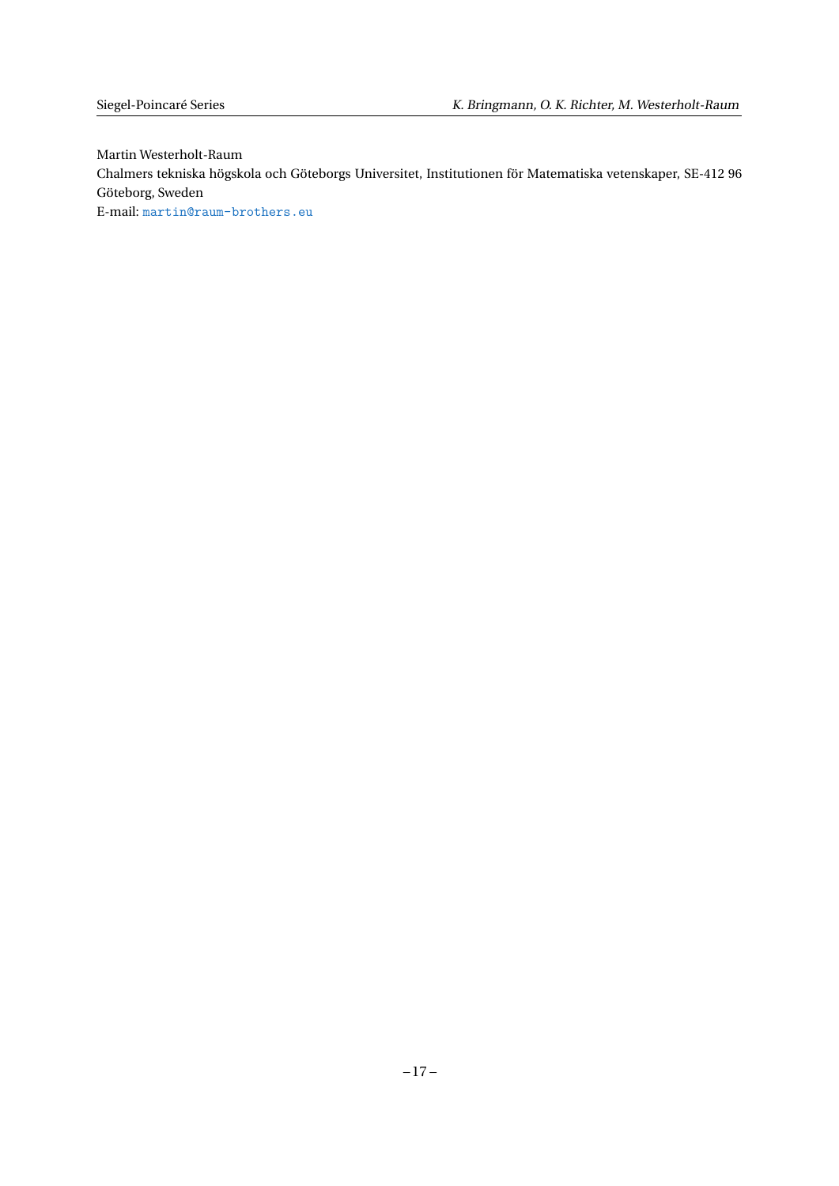Martin Westerholt-Raum
Chalmers tekniska högskola och Göteborgs Universitet, Institutionen för Matematiska vetenskaper, SE-412 96 Göteborg, Sweden
E-mail: martin@raum-brothers.eu